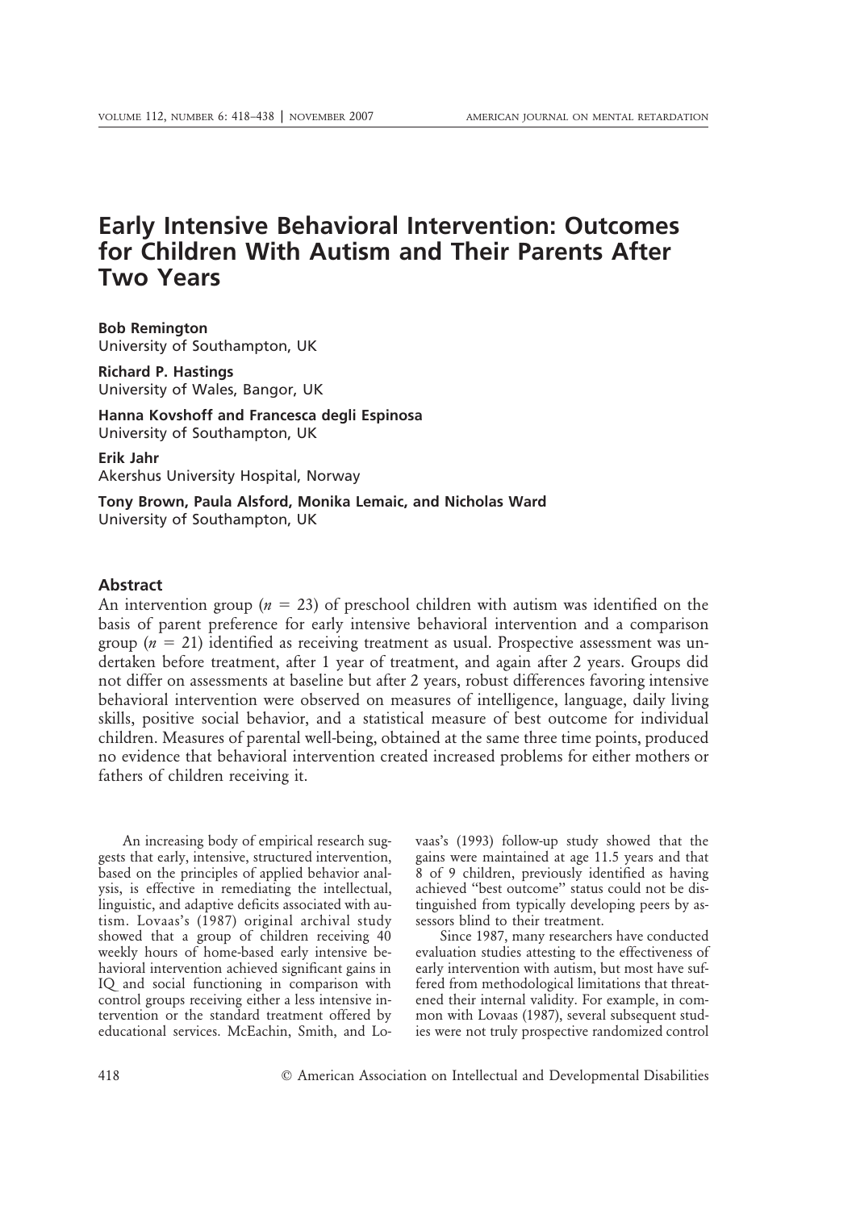# Early Intensive Behavioral Intervention: Outcomes for Children With Autism and Their Parents After Two Years

**Bob Remington**
University of Southampton, UK

**Richard P. Hastings**
University of Wales, Bangor, UK

**Hanna Kovshoff and Francesca degli Espinosa**
University of Southampton, UK

**Erik Jahr**
Akershus University Hospital, Norway

**Tony Brown, Paula Alsford, Monika Lemaic, and Nicholas Ward**
University of Southampton, UK

## Abstract

An intervention group ($n = 23$) of preschool children with autism was identified on the basis of parent preference for early intensive behavioral intervention and a comparison group ($n = 21$) identified as receiving treatment as usual. Prospective assessment was undertaken before treatment, after 1 year of treatment, and again after 2 years. Groups did not differ on assessments at baseline but after 2 years, robust differences favoring intensive behavioral intervention were observed on measures of intelligence, language, daily living skills, positive social behavior, and a statistical measure of best outcome for individual children. Measures of parental well-being, obtained at the same three time points, produced no evidence that behavioral intervention created increased problems for either mothers or fathers of children receiving it.

An increasing body of empirical research suggests that early, intensive, structured intervention, based on the principles of applied behavior analysis, is effective in remediating the intellectual, linguistic, and adaptive deficits associated with autism. Lovaas's (1987) original archival study showed that a group of children receiving 40 weekly hours of home-based early intensive behavioral intervention achieved significant gains in IQ and social functioning in comparison with control groups receiving either a less intensive intervention or the standard treatment offered by educational services. McEachin, Smith, and Lovaas's (1993) follow-up study showed that the gains were maintained at age 11.5 years and that 8 of 9 children, previously identified as having achieved "best outcome" status could not be distinguished from typically developing peers by assessors blind to their treatment.

Since 1987, many researchers have conducted evaluation studies attesting to the effectiveness of early intervention with autism, but most have suffered from methodological limitations that threatened their internal validity. For example, in common with Lovaas (1987), several subsequent studies were not truly prospective randomized control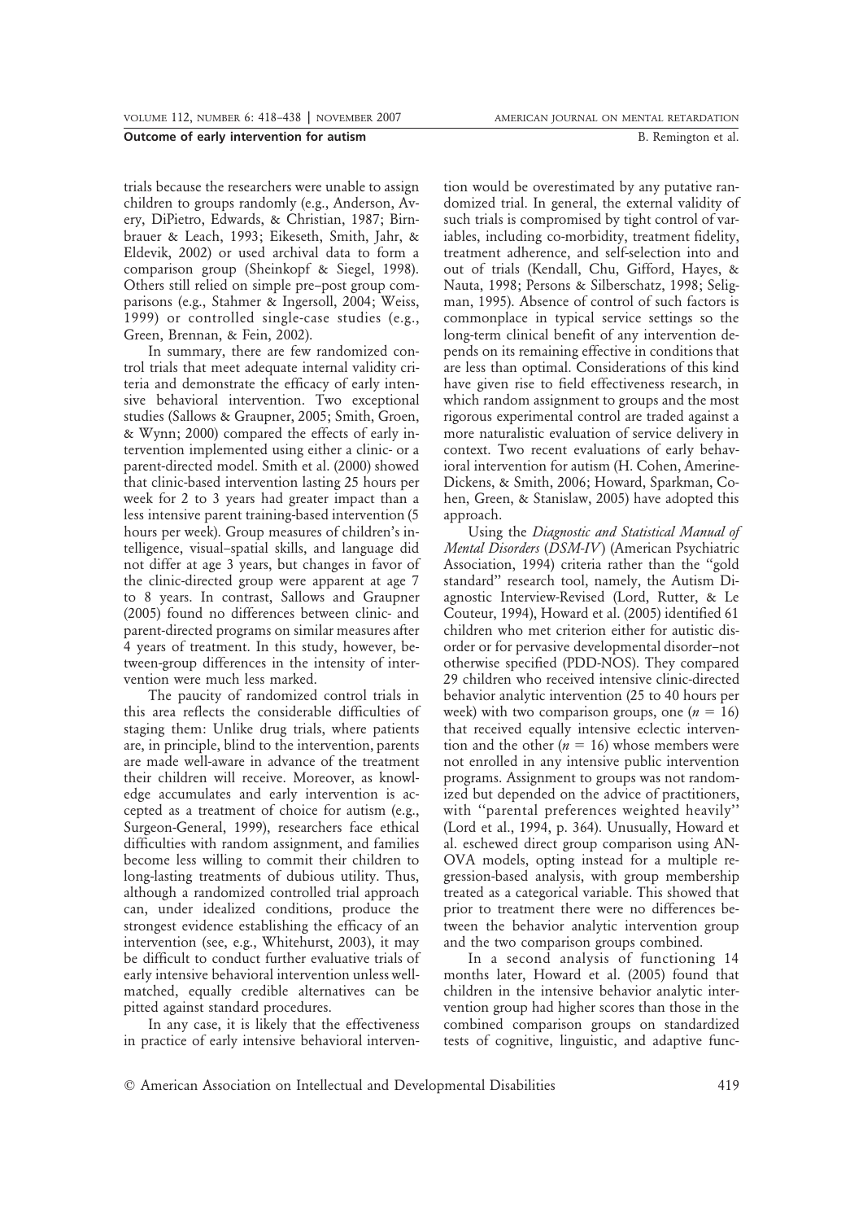trials because the researchers were unable to assign children to groups randomly (e.g., Anderson, Avery, DiPietro, Edwards, & Christian, 1987; Birnbrauer & Leach, 1993; Eikeseth, Smith, Jahr, & Eldevik, 2002) or used archival data to form a comparison group (Sheinkopf & Siegel, 1998). Others still relied on simple pre–post group comparisons (e.g., Stahmer & Ingersoll, 2004; Weiss, 1999) or controlled single-case studies (e.g., Green, Brennan, & Fein, 2002).

In summary, there are few randomized control trials that meet adequate internal validity criteria and demonstrate the efficacy of early intensive behavioral intervention. Two exceptional studies (Sallows & Graupner, 2005; Smith, Groen, & Wynn; 2000) compared the effects of early intervention implemented using either a clinic- or a parent-directed model. Smith et al. (2000) showed that clinic-based intervention lasting 25 hours per week for 2 to 3 years had greater impact than a less intensive parent training-based intervention (5 hours per week). Group measures of children's intelligence, visual–spatial skills, and language did not differ at age 3 years, but changes in favor of the clinic-directed group were apparent at age 7 to 8 years. In contrast, Sallows and Graupner (2005) found no differences between clinic- and parent-directed programs on similar measures after 4 years of treatment. In this study, however, between-group differences in the intensity of intervention were much less marked.

The paucity of randomized control trials in this area reflects the considerable difficulties of staging them: Unlike drug trials, where patients are, in principle, blind to the intervention, parents are made well-aware in advance of the treatment their children will receive. Moreover, as knowledge accumulates and early intervention is accepted as a treatment of choice for autism (e.g., Surgeon-General, 1999), researchers face ethical difficulties with random assignment, and families become less willing to commit their children to long-lasting treatments of dubious utility. Thus, although a randomized controlled trial approach can, under idealized conditions, produce the strongest evidence establishing the efficacy of an intervention (see, e.g., Whitehurst, 2003), it may be difficult to conduct further evaluative trials of early intensive behavioral intervention unless well-matched, equally credible alternatives can be pitted against standard procedures.

In any case, it is likely that the effectiveness in practice of early intensive behavioral intervention would be overestimated by any putative randomized trial. In general, the external validity of such trials is compromised by tight control of variables, including co-morbidity, treatment fidelity, treatment adherence, and self-selection into and out of trials (Kendall, Chu, Gifford, Hayes, & Nauta, 1998; Persons & Silberschatz, 1998; Seligman, 1995). Absence of control of such factors is commonplace in typical service settings so the long-term clinical benefit of any intervention depends on its remaining effective in conditions that are less than optimal. Considerations of this kind have given rise to field effectiveness research, in which random assignment to groups and the most rigorous experimental control are traded against a more naturalistic evaluation of service delivery in context. Two recent evaluations of early behavioral intervention for autism (H. Cohen, Amerine-Dickens, & Smith, 2006; Howard, Sparkman, Cohen, Green, & Stanislaw, 2005) have adopted this approach.

Using the *Diagnostic and Statistical Manual of Mental Disorders* (*DSM-IV*) (American Psychiatric Association, 1994) criteria rather than the "gold standard" research tool, namely, the Autism Diagnostic Interview-Revised (Lord, Rutter, & Le Couteur, 1994), Howard et al. (2005) identified 61 children who met criterion either for autistic disorder or for pervasive developmental disorder–not otherwise specified (PDD-NOS). They compared 29 children who received intensive clinic-directed behavior analytic intervention (25 to 40 hours per week) with two comparison groups, one ($n = 16$) that received equally intensive eclectic intervention and the other ($n = 16$) whose members were not enrolled in any intensive public intervention programs. Assignment to groups was not randomized but depended on the advice of practitioners, with "parental preferences weighted heavily" (Lord et al., 1994, p. 364). Unusually, Howard et al. eschewed direct group comparison using ANOVA models, opting instead for a multiple regression-based analysis, with group membership treated as a categorical variable. This showed that prior to treatment there were no differences between the behavior analytic intervention group and the two comparison groups combined.

In a second analysis of functioning 14 months later, Howard et al. (2005) found that children in the intensive behavior analytic intervention group had higher scores than those in the combined comparison groups on standardized tests of cognitive, linguistic, and adaptive func-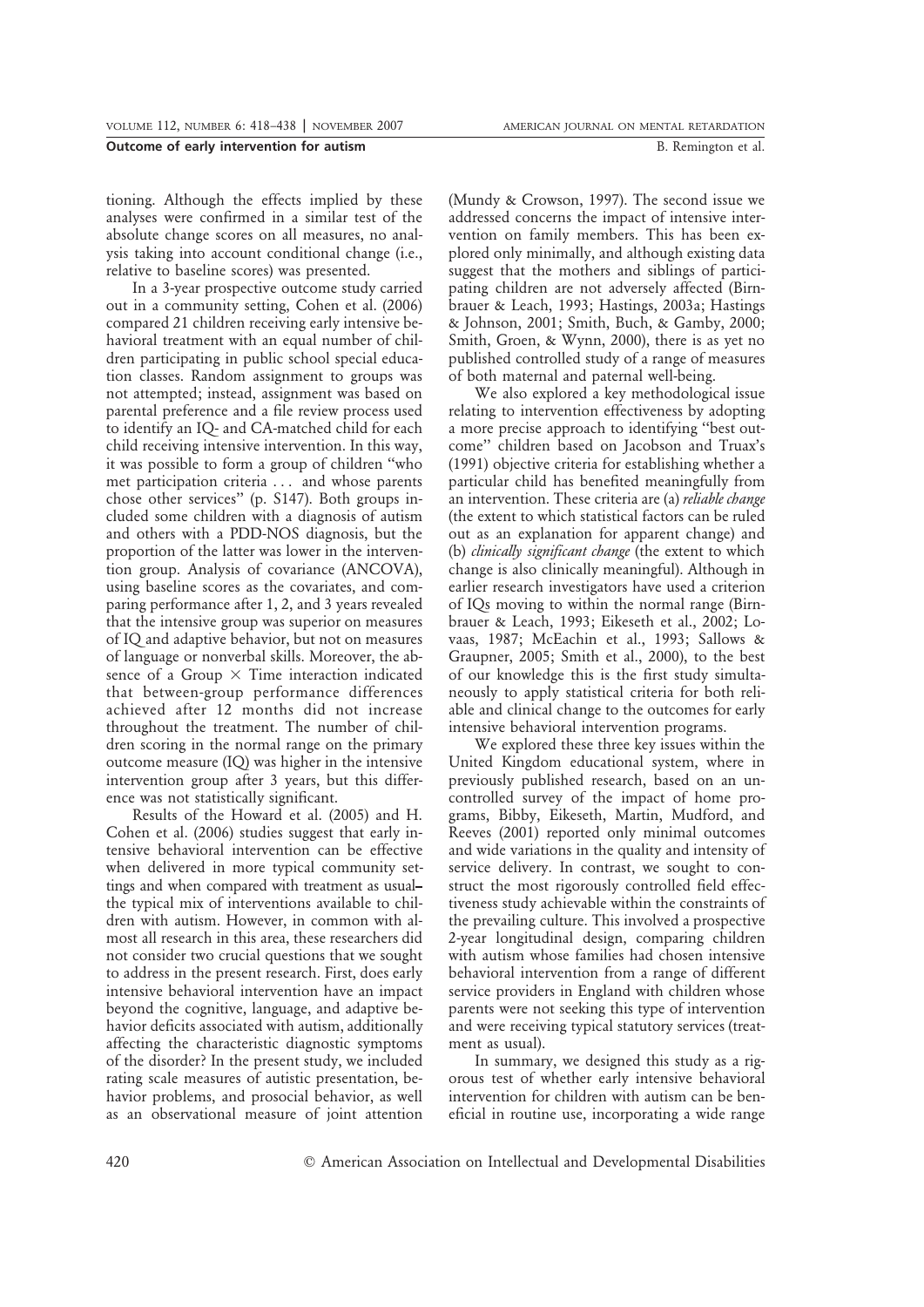tioning. Although the effects implied by these analyses were confirmed in a similar test of the absolute change scores on all measures, no analysis taking into account conditional change (i.e., relative to baseline scores) was presented.

In a 3-year prospective outcome study carried out in a community setting, Cohen et al. (2006) compared 21 children receiving early intensive behavioral treatment with an equal number of children participating in public school special education classes. Random assignment to groups was not attempted; instead, assignment was based on parental preference and a file review process used to identify an IQ- and CA-matched child for each child receiving intensive intervention. In this way, it was possible to form a group of children "who met participation criteria . . . and whose parents chose other services" (p. S147). Both groups included some children with a diagnosis of autism and others with a PDD-NOS diagnosis, but the proportion of the latter was lower in the intervention group. Analysis of covariance (ANCOVA), using baseline scores as the covariates, and comparing performance after 1, 2, and 3 years revealed that the intensive group was superior on measures of IQ and adaptive behavior, but not on measures of language or nonverbal skills. Moreover, the absence of a Group × Time interaction indicated that between-group performance differences achieved after 12 months did not increase throughout the treatment. The number of children scoring in the normal range on the primary outcome measure (IQ) was higher in the intensive intervention group after 3 years, but this difference was not statistically significant.

Results of the Howard et al. (2005) and H. Cohen et al. (2006) studies suggest that early intensive behavioral intervention can be effective when delivered in more typical community settings and when compared with treatment as usual—the typical mix of interventions available to children with autism. However, in common with almost all research in this area, these researchers did not consider two crucial questions that we sought to address in the present research. First, does early intensive behavioral intervention have an impact beyond the cognitive, language, and adaptive behavior deficits associated with autism, additionally affecting the characteristic diagnostic symptoms of the disorder? In the present study, we included rating scale measures of autistic presentation, behavior problems, and prosocial behavior, as well as an observational measure of joint attention (Mundy & Crowson, 1997). The second issue we addressed concerns the impact of intensive intervention on family members. This has been explored only minimally, and although existing data suggest that the mothers and siblings of participating children are not adversely affected (Birnbrauer & Leach, 1993; Hastings, 2003a; Hastings & Johnson, 2001; Smith, Buch, & Gamby, 2000; Smith, Groen, & Wynn, 2000), there is as yet no published controlled study of a range of measures of both maternal and paternal well-being.

We also explored a key methodological issue relating to intervention effectiveness by adopting a more precise approach to identifying "best outcome" children based on Jacobson and Truax's (1991) objective criteria for establishing whether a particular child has benefited meaningfully from an intervention. These criteria are (a) *reliable change* (the extent to which statistical factors can be ruled out as an explanation for apparent change) and (b) *clinically significant change* (the extent to which change is also clinically meaningful). Although in earlier research investigators have used a criterion of IQs moving to within the normal range (Birnbrauer & Leach, 1993; Eikeseth et al., 2002; Lovaas, 1987; McEachin et al., 1993; Sallows & Graupner, 2005; Smith et al., 2000), to the best of our knowledge this is the first study simultaneously to apply statistical criteria for both reliable and clinical change to the outcomes for early intensive behavioral intervention programs.

We explored these three key issues within the United Kingdom educational system, where in previously published research, based on an uncontrolled survey of the impact of home programs, Bibby, Eikeseth, Martin, Mudford, and Reeves (2001) reported only minimal outcomes and wide variations in the quality and intensity of service delivery. In contrast, we sought to construct the most rigorously controlled field effectiveness study achievable within the constraints of the prevailing culture. This involved a prospective 2-year longitudinal design, comparing children with autism whose families had chosen intensive behavioral intervention from a range of different service providers in England with children whose parents were not seeking this type of intervention and were receiving typical statutory services (treatment as usual).

In summary, we designed this study as a rigorous test of whether early intensive behavioral intervention for children with autism can be beneficial in routine use, incorporating a wide range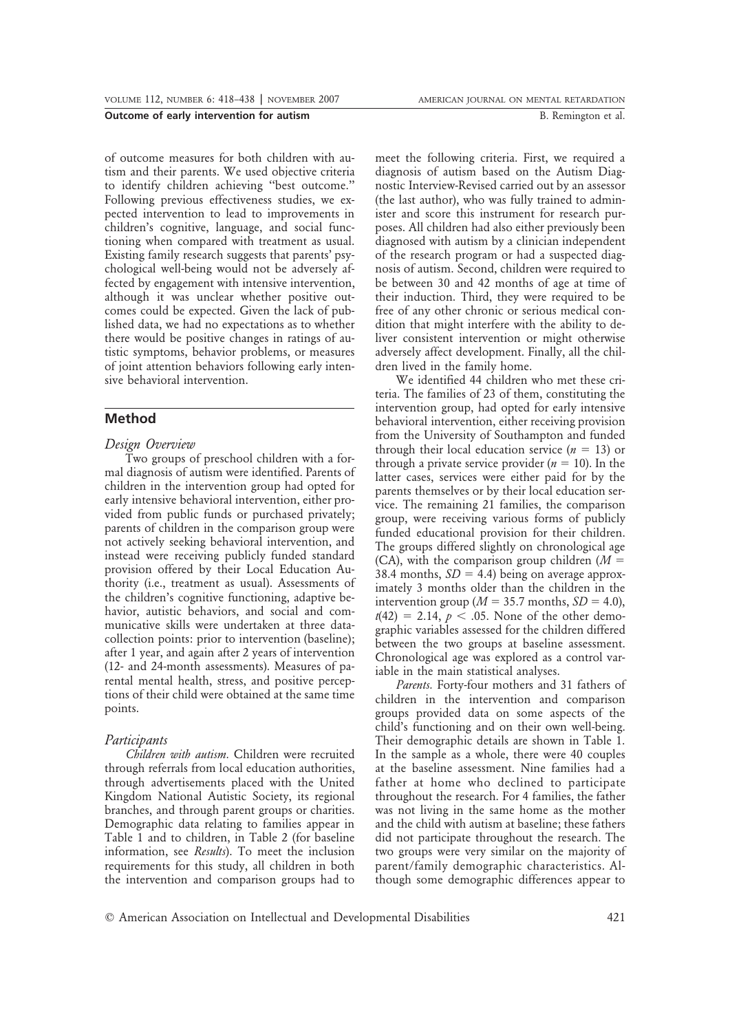of outcome measures for both children with autism and their parents. We used objective criteria to identify children achieving "best outcome." Following previous effectiveness studies, we expected intervention to lead to improvements in children's cognitive, language, and social functioning when compared with treatment as usual. Existing family research suggests that parents' psychological well-being would not be adversely affected by engagement with intensive intervention, although it was unclear whether positive outcomes could be expected. Given the lack of published data, we had no expectations as to whether there would be positive changes in ratings of autistic symptoms, behavior problems, or measures of joint attention behaviors following early intensive behavioral intervention.

## Method

### *Design Overview*

Two groups of preschool children with a formal diagnosis of autism were identified. Parents of children in the intervention group had opted for early intensive behavioral intervention, either provided from public funds or purchased privately; parents of children in the comparison group were not actively seeking behavioral intervention, and instead were receiving publicly funded standard provision offered by their Local Education Authority (i.e., treatment as usual). Assessments of the children's cognitive functioning, adaptive behavior, autistic behaviors, and social and communicative skills were undertaken at three data-collection points: prior to intervention (baseline); after 1 year, and again after 2 years of intervention (12- and 24-month assessments). Measures of parental mental health, stress, and positive perceptions of their child were obtained at the same time points.

### *Participants*

*Children with autism.* Children were recruited through referrals from local education authorities, through advertisements placed with the United Kingdom National Autistic Society, its regional branches, and through parent groups or charities. Demographic data relating to families appear in Table 1 and to children, in Table 2 (for baseline information, see *Results*). To meet the inclusion requirements for this study, all children in both the intervention and comparison groups had to meet the following criteria. First, we required a diagnosis of autism based on the Autism Diagnostic Interview-Revised carried out by an assessor (the last author), who was fully trained to administer and score this instrument for research purposes. All children had also either previously been diagnosed with autism by a clinician independent of the research program or had a suspected diagnosis of autism. Second, children were required to be between 30 and 42 months of age at time of their induction. Third, they were required to be free of any other chronic or serious medical condition that might interfere with the ability to deliver consistent intervention or might otherwise adversely affect development. Finally, all the children lived in the family home.

We identified 44 children who met these criteria. The families of 23 of them, constituting the intervention group, had opted for early intensive behavioral intervention, either receiving provision from the University of Southampton and funded through their local education service ($n = 13$) or through a private service provider ($n = 10$). In the latter cases, services were either paid for by the parents themselves or by their local education service. The remaining 21 families, the comparison group, were receiving various forms of publicly funded educational provision for their children. The groups differed slightly on chronological age (CA), with the comparison group children ($M = 38.4$ months, $SD = 4.4$) being on average approximately 3 months older than the children in the intervention group ($M = 35.7$ months, $SD = 4.0$), $t(42) = 2.14$, $p < .05$. None of the other demographic variables assessed for the children differed between the two groups at baseline assessment. Chronological age was explored as a control variable in the main statistical analyses.

*Parents.* Forty-four mothers and 31 fathers of children in the intervention and comparison groups provided data on some aspects of the child's functioning and on their own well-being. Their demographic details are shown in Table 1. In the sample as a whole, there were 40 couples at the baseline assessment. Nine families had a father at home who declined to participate throughout the research. For 4 families, the father was not living in the same home as the mother and the child with autism at baseline; these fathers did not participate throughout the research. The two groups were very similar on the majority of parent/family demographic characteristics. Although some demographic differences appear to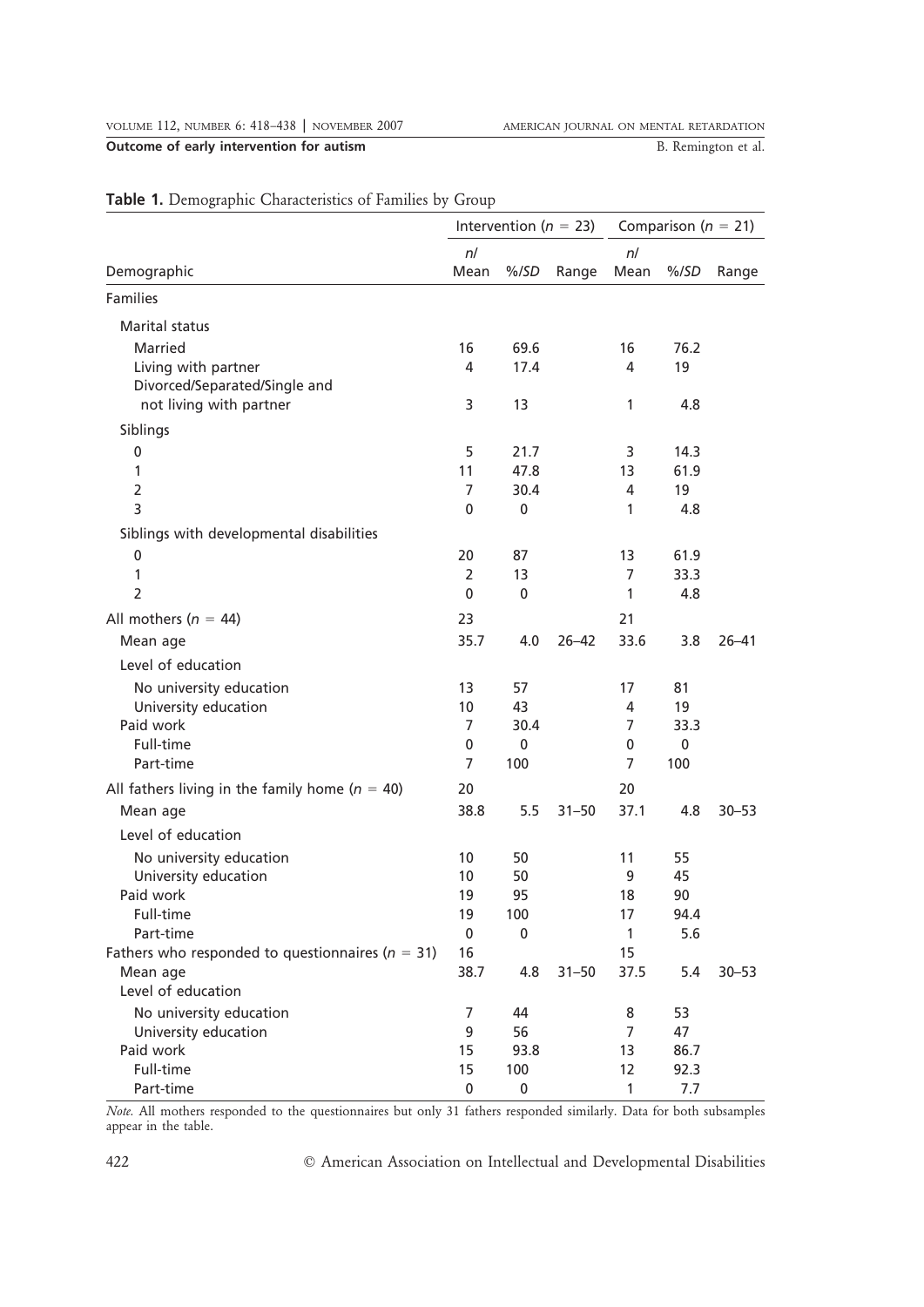**Table 1.** Demographic Characteristics of Families by Group

| Demographic | Intervention ($n$ = 23) | | | Comparison ($n$ = 21) | | |
|---|---|---|---|---|---|---|
| | *n*/ Mean | %/*SD* | Range | *n*/ Mean | %/*SD* | Range |
| Families | | | | | | |
| Marital status | | | | | | |
| Married | 16 | 69.6 | | 16 | 76.2 | |
| Living with partner | 4 | 17.4 | | 4 | 19 | |
| Divorced/Separated/Single and not living with partner | 3 | 13 | | 1 | 4.8 | |
| Siblings | | | | | | |
| 0 | 5 | 21.7 | | 3 | 14.3 | |
| 1 | 11 | 47.8 | | 13 | 61.9 | |
| 2 | 7 | 30.4 | | 4 | 19 | |
| 3 | 0 | 0 | | 1 | 4.8 | |
| Siblings with developmental disabilities | | | | | | |
| 0 | 20 | 87 | | 13 | 61.9 | |
| 1 | 2 | 13 | | 7 | 33.3 | |
| 2 | 0 | 0 | | 1 | 4.8 | |
| All mothers ($n$ = 44) | 23 | | | 21 | | |
| Mean age | 35.7 | 4.0 | 26–42 | 33.6 | 3.8 | 26–41 |
| Level of education | | | | | | |
| No university education | 13 | 57 | | 17 | 81 | |
| University education | 10 | 43 | | 4 | 19 | |
| Paid work | 7 | 30.4 | | 7 | 33.3 | |
| Full-time | 0 | 0 | | 0 | 0 | |
| Part-time | 7 | 100 | | 7 | 100 | |
| All fathers living in the family home ($n$ = 40) | 20 | | | 20 | | |
| Mean age | 38.8 | 5.5 | 31–50 | 37.1 | 4.8 | 30–53 |
| Level of education | | | | | | |
| No university education | 10 | 50 | | 11 | 55 | |
| University education | 10 | 50 | | 9 | 45 | |
| Paid work | 19 | 95 | | 18 | 90 | |
| Full-time | 19 | 100 | | 17 | 94.4 | |
| Part-time | 0 | 0 | | 1 | 5.6 | |
| Fathers who responded to questionnaires ($n$ = 31) | 16 | | | 15 | | |
| Mean age | 38.7 | 4.8 | 31–50 | 37.5 | 5.4 | 30–53 |
| Level of education | | | | | | |
| No university education | 7 | 44 | | 8 | 53 | |
| University education | 9 | 56 | | 7 | 47 | |
| Paid work | 15 | 93.8 | | 13 | 86.7 | |
| Full-time | 15 | 100 | | 12 | 92.3 | |
| Part-time | 0 | 0 | | 1 | 7.7 | |

*Note.* All mothers responded to the questionnaires but only 31 fathers responded similarly. Data for both subsamples appear in the table.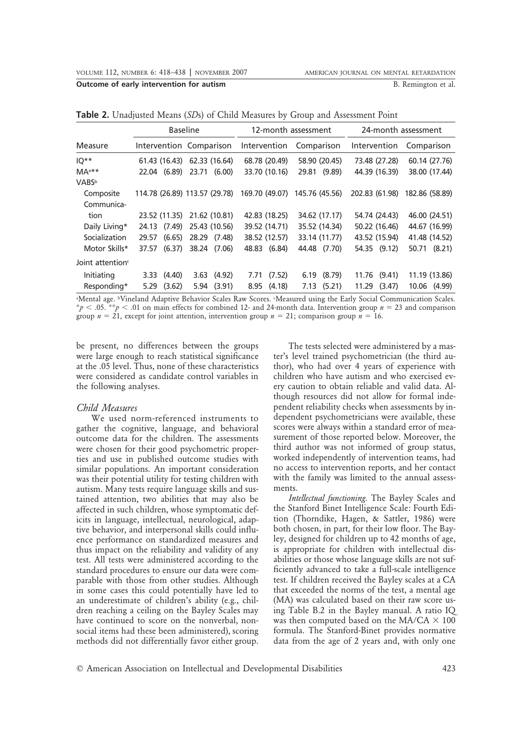**Table 2.** Unadjusted Means (*SD*s) of Child Measures by Group and Assessment Point

| Measure | Baseline | | 12-month assessment | | 24-month assessment | |
|---|---|---|---|---|---|---|
| | Intervention | Comparison | Intervention | Comparison | Intervention | Comparison |
| IQ** | 61.43 (16.43) | 62.33 (16.64) | 68.78 (20.49) | 58.90 (20.45) | 73.48 (27.28) | 60.14 (27.76) |
| MA[a]** | 22.04 (6.89) | 23.71 (6.00) | 33.70 (10.16) | 29.81 (9.89) | 44.39 (16.39) | 38.00 (17.44) |
| VABS[b] | | | | | | |
| Composite | 114.78 (26.89) | 113.57 (29.78) | 169.70 (49.07) | 145.76 (45.56) | 202.83 (61.98) | 182.86 (58.89) |
| Communication | 23.52 (11.35) | 21.62 (10.81) | 42.83 (18.25) | 34.62 (17.17) | 54.74 (24.43) | 46.00 (24.51) |
| Daily Living* | 24.13 (7.49) | 25.43 (10.56) | 39.52 (14.71) | 35.52 (14.34) | 50.22 (16.46) | 44.67 (16.99) |
| Socialization | 29.57 (6.65) | 28.29 (7.48) | 38.52 (12.57) | 33.14 (11.77) | 43.52 (15.94) | 41.48 (14.52) |
| Motor Skills* | 37.57 (6.37) | 38.24 (7.06) | 48.83 (6.84) | 44.48 (7.70) | 54.35 (9.12) | 50.71 (8.21) |
| Joint attention[c] | | | | | | |
| Initiating | 3.33 (4.40) | 3.63 (4.92) | 7.71 (7.52) | 6.19 (8.79) | 11.76 (9.41) | 11.19 (13.86) |
| Responding* | 5.29 (3.62) | 5.94 (3.91) | 8.95 (4.18) | 7.13 (5.21) | 11.29 (3.47) | 10.06 (4.99) |

[a]Mental age. [b]Vineland Adaptive Behavior Scales Raw Scores. [c]Measured using the Early Social Communication Scales. $*p < .05$. $**p < .01$ on main effects for combined 12- and 24-month data. Intervention group $n = 23$ and comparison group $n = 21$, except for joint attention, intervention group $n = 21$; comparison group $n = 16$.

be present, no differences between the groups were large enough to reach statistical significance at the .05 level. Thus, none of these characteristics were considered as candidate control variables in the following analyses.

### *Child Measures*

We used norm-referenced instruments to gather the cognitive, language, and behavioral outcome data for the children. The assessments were chosen for their good psychometric properties and use in published outcome studies with similar populations. An important consideration was their potential utility for testing children with autism. Many tests require language skills and sustained attention, two abilities that may also be affected in such children, whose symptomatic deficits in language, intellectual, neurological, adaptive behavior, and interpersonal skills could influence performance on standardized measures and thus impact on the reliability and validity of any test. All tests were administered according to the standard procedures to ensure our data were comparable with those from other studies. Although in some cases this could potentially have led to an underestimate of children's ability (e.g., children reaching a ceiling on the Bayley Scales may have continued to score on the nonverbal, nonsocial items had these been administered), scoring methods did not differentially favor either group.

The tests selected were administered by a master's level trained psychometrician (the third author), who had over 4 years of experience with children who have autism and who exercised every caution to obtain reliable and valid data. Although resources did not allow for formal independent reliability checks when assessments by independent psychometricians were available, these scores were always within a standard error of measurement of those reported below. Moreover, the third author was not informed of group status, worked independently of intervention teams, had no access to intervention reports, and her contact with the family was limited to the annual assessments.

*Intellectual functioning.* The Bayley Scales and the Stanford Binet Intelligence Scale: Fourth Edition (Thorndike, Hagen, & Sattler, 1986) were both chosen, in part, for their low floor. The Bayley, designed for children up to 42 months of age, is appropriate for children with intellectual disabilities or those whose language skills are not sufficiently advanced to take a full-scale intelligence test. If children received the Bayley scales at a CA that exceeded the norms of the test, a mental age (MA) was calculated based on their raw score using Table B.2 in the Bayley manual. A ratio IQ was then computed based on the MA/CA $\times$ 100 formula. The Stanford-Binet provides normative data from the age of 2 years and, with only one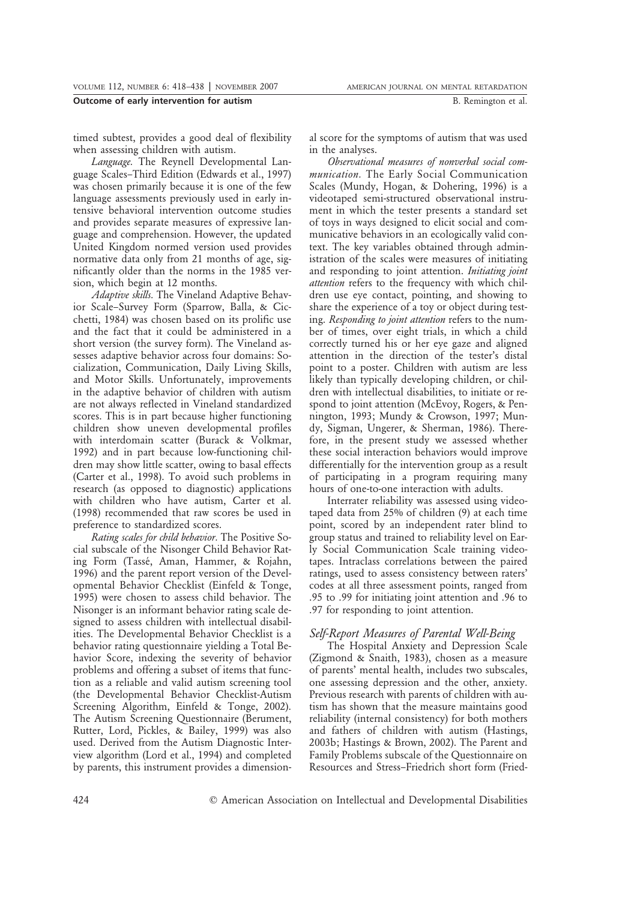timed subtest, provides a good deal of flexibility when assessing children with autism.

*Language.* The Reynell Developmental Language Scales–Third Edition (Edwards et al., 1997) was chosen primarily because it is one of the few language assessments previously used in early intensive behavioral intervention outcome studies and provides separate measures of expressive language and comprehension. However, the updated United Kingdom normed version used provides normative data only from 21 months of age, significantly older than the norms in the 1985 version, which begin at 12 months.

*Adaptive skills.* The Vineland Adaptive Behavior Scale–Survey Form (Sparrow, Balla, & Cicchetti, 1984) was chosen based on its prolific use and the fact that it could be administered in a short version (the survey form). The Vineland assesses adaptive behavior across four domains: Socialization, Communication, Daily Living Skills, and Motor Skills. Unfortunately, improvements in the adaptive behavior of children with autism are not always reflected in Vineland standardized scores. This is in part because higher functioning children show uneven developmental profiles with interdomain scatter (Burack & Volkmar, 1992) and in part because low-functioning children may show little scatter, owing to basal effects (Carter et al., 1998). To avoid such problems in research (as opposed to diagnostic) applications with children who have autism, Carter et al. (1998) recommended that raw scores be used in preference to standardized scores.

*Rating scales for child behavior.* The Positive Social subscale of the Nisonger Child Behavior Rating Form (Tassé, Aman, Hammer, & Rojahn, 1996) and the parent report version of the Developmental Behavior Checklist (Einfeld & Tonge, 1995) were chosen to assess child behavior. The Nisonger is an informant behavior rating scale designed to assess children with intellectual disabilities. The Developmental Behavior Checklist is a behavior rating questionnaire yielding a Total Behavior Score, indexing the severity of behavior problems and offering a subset of items that function as a reliable and valid autism screening tool (the Developmental Behavior Checklist-Autism Screening Algorithm, Einfeld & Tonge, 2002). The Autism Screening Questionnaire (Berument, Rutter, Lord, Pickles, & Bailey, 1999) was also used. Derived from the Autism Diagnostic Interview algorithm (Lord et al., 1994) and completed by parents, this instrument provides a dimensional score for the symptoms of autism that was used in the analyses.

*Observational measures of nonverbal social communication.* The Early Social Communication Scales (Mundy, Hogan, & Dohering, 1996) is a videotaped semi-structured observational instrument in which the tester presents a standard set of toys in ways designed to elicit social and communicative behaviors in an ecologically valid context. The key variables obtained through administration of the scales were measures of initiating and responding to joint attention. *Initiating joint attention* refers to the frequency with which children use eye contact, pointing, and showing to share the experience of a toy or object during testing. *Responding to joint attention* refers to the number of times, over eight trials, in which a child correctly turned his or her eye gaze and aligned attention in the direction of the tester's distal point to a poster. Children with autism are less likely than typically developing children, or children with intellectual disabilities, to initiate or respond to joint attention (McEvoy, Rogers, & Pennington, 1993; Mundy & Crowson, 1997; Mundy, Sigman, Ungerer, & Sherman, 1986). Therefore, in the present study we assessed whether these social interaction behaviors would improve differentially for the intervention group as a result of participating in a program requiring many hours of one-to-one interaction with adults.

Interrater reliability was assessed using videotaped data from 25% of children (9) at each time point, scored by an independent rater blind to group status and trained to reliability level on Early Social Communication Scale training videotapes. Intraclass correlations between the paired ratings, used to assess consistency between raters' codes at all three assessment points, ranged from .95 to .99 for initiating joint attention and .96 to .97 for responding to joint attention.

### *Self-Report Measures of Parental Well-Being*

The Hospital Anxiety and Depression Scale (Zigmond & Snaith, 1983), chosen as a measure of parents' mental health, includes two subscales, one assessing depression and the other, anxiety. Previous research with parents of children with autism has shown that the measure maintains good reliability (internal consistency) for both mothers and fathers of children with autism (Hastings, 2003b; Hastings & Brown, 2002). The Parent and Family Problems subscale of the Questionnaire on Resources and Stress–Friedrich short form (Fried-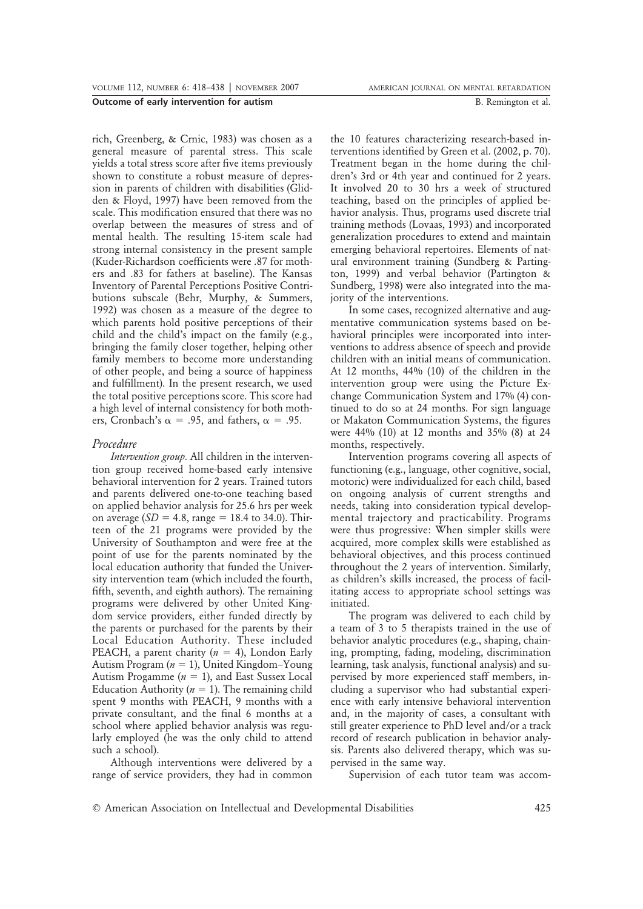rich, Greenberg, & Crnic, 1983) was chosen as a general measure of parental stress. This scale yields a total stress score after five items previously shown to constitute a robust measure of depression in parents of children with disabilities (Glidden & Floyd, 1997) have been removed from the scale. This modification ensured that there was no overlap between the measures of stress and of mental health. The resulting 15-item scale had strong internal consistency in the present sample (Kuder-Richardson coefficients were .87 for mothers and .83 for fathers at baseline). The Kansas Inventory of Parental Perceptions Positive Contributions subscale (Behr, Murphy, & Summers, 1992) was chosen as a measure of the degree to which parents hold positive perceptions of their child and the child's impact on the family (e.g., bringing the family closer together, helping other family members to become more understanding of other people, and being a source of happiness and fulfillment). In the present research, we used the total positive perceptions score. This score had a high level of internal consistency for both mothers, Cronbach's $\alpha = .95$, and fathers, $\alpha = .95$.

### *Procedure*

*Intervention group*. All children in the intervention group received home-based early intensive behavioral intervention for 2 years. Trained tutors and parents delivered one-to-one teaching based on applied behavior analysis for 25.6 hrs per week on average ($SD = 4.8$, range = 18.4 to 34.0). Thirteen of the 21 programs were provided by the University of Southampton and were free at the point of use for the parents nominated by the local education authority that funded the University intervention team (which included the fourth, fifth, seventh, and eighth authors). The remaining programs were delivered by other United Kingdom service providers, either funded directly by the parents or purchased for the parents by their Local Education Authority. These included PEACH, a parent charity ($n = 4$), London Early Autism Program ($n = 1$), United Kingdom–Young Autism Progamme ($n = 1$), and East Sussex Local Education Authority ($n = 1$). The remaining child spent 9 months with PEACH, 9 months with a private consultant, and the final 6 months at a school where applied behavior analysis was regularly employed (he was the only child to attend such a school).

Although interventions were delivered by a range of service providers, they had in common the 10 features characterizing research-based interventions identified by Green et al. (2002, p. 70). Treatment began in the home during the children's 3rd or 4th year and continued for 2 years. It involved 20 to 30 hrs a week of structured teaching, based on the principles of applied behavior analysis. Thus, programs used discrete trial training methods (Lovaas, 1993) and incorporated generalization procedures to extend and maintain emerging behavioral repertoires. Elements of natural environment training (Sundberg & Partington, 1999) and verbal behavior (Partington & Sundberg, 1998) were also integrated into the majority of the interventions.

In some cases, recognized alternative and augmentative communication systems based on behavioral principles were incorporated into interventions to address absence of speech and provide children with an initial means of communication. At 12 months, 44% (10) of the children in the intervention group were using the Picture Exchange Communication System and 17% (4) continued to do so at 24 months. For sign language or Makaton Communication Systems, the figures were 44% (10) at 12 months and 35% (8) at 24 months, respectively.

Intervention programs covering all aspects of functioning (e.g., language, other cognitive, social, motoric) were individualized for each child, based on ongoing analysis of current strengths and needs, taking into consideration typical developmental trajectory and practicability. Programs were thus progressive: When simpler skills were acquired, more complex skills were established as behavioral objectives, and this process continued throughout the 2 years of intervention. Similarly, as children's skills increased, the process of facilitating access to appropriate school settings was initiated.

The program was delivered to each child by a team of 3 to 5 therapists trained in the use of behavior analytic procedures (e.g., shaping, chaining, prompting, fading, modeling, discrimination learning, task analysis, functional analysis) and supervised by more experienced staff members, including a supervisor who had substantial experience with early intensive behavioral intervention and, in the majority of cases, a consultant with still greater experience to PhD level and/or a track record of research publication in behavior analysis. Parents also delivered therapy, which was supervised in the same way.

Supervision of each tutor team was accom-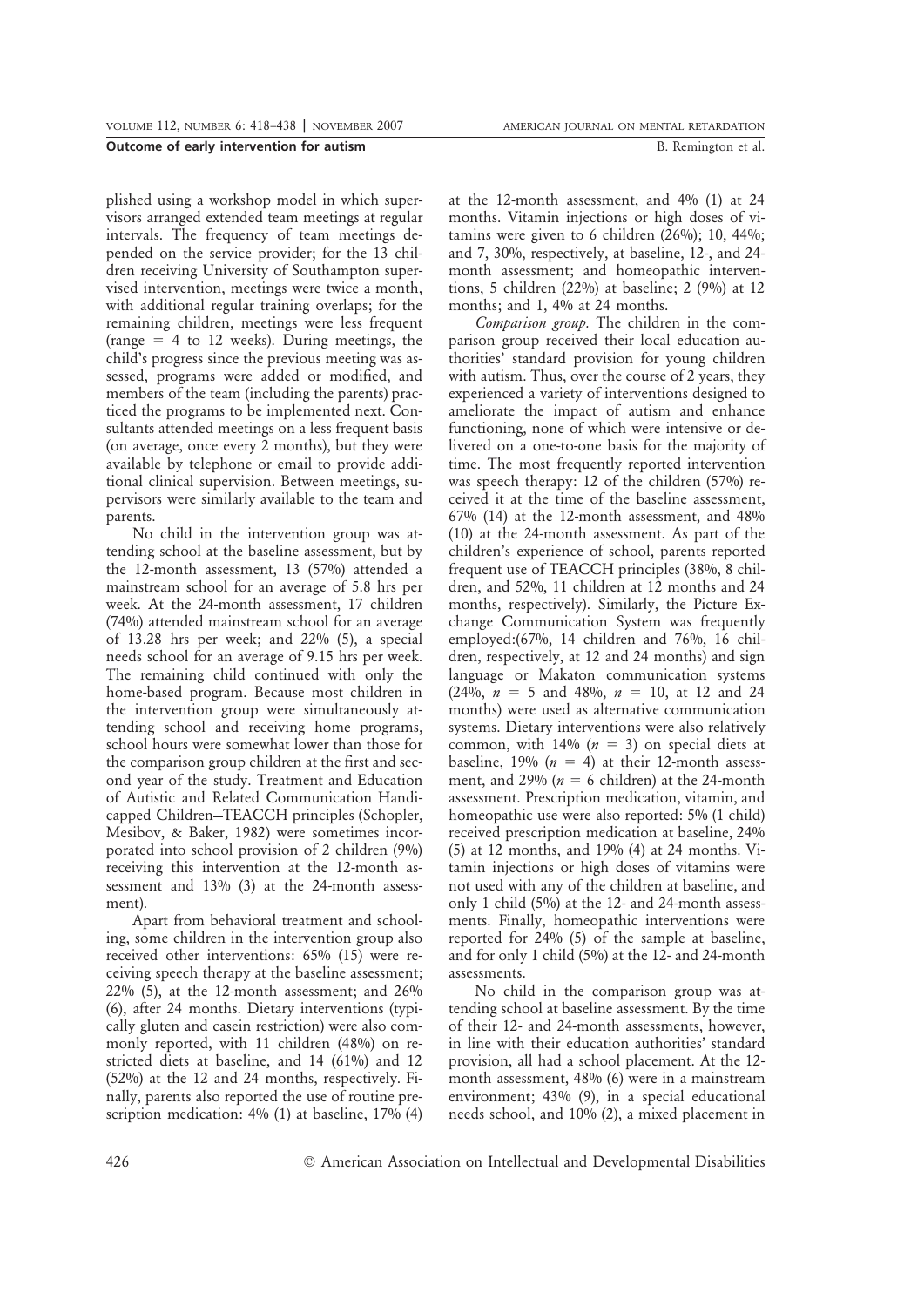plished using a workshop model in which supervisors arranged extended team meetings at regular intervals. The frequency of team meetings depended on the service provider; for the 13 children receiving University of Southampton supervised intervention, meetings were twice a month, with additional regular training overlaps; for the remaining children, meetings were less frequent (range = 4 to 12 weeks). During meetings, the child's progress since the previous meeting was assessed, programs were added or modified, and members of the team (including the parents) practiced the programs to be implemented next. Consultants attended meetings on a less frequent basis (on average, once every 2 months), but they were available by telephone or email to provide additional clinical supervision. Between meetings, supervisors were similarly available to the team and parents.

No child in the intervention group was attending school at the baseline assessment, but by the 12-month assessment, 13 (57%) attended a mainstream school for an average of 5.8 hrs per week. At the 24-month assessment, 17 children (74%) attended mainstream school for an average of 13.28 hrs per week; and 22% (5), a special needs school for an average of 9.15 hrs per week. The remaining child continued with only the home-based program. Because most children in the intervention group were simultaneously attending school and receiving home programs, school hours were somewhat lower than those for the comparison group children at the first and second year of the study. Treatment and Education of Autistic and Related Communication Handicapped Children—TEACCH principles (Schopler, Mesibov, & Baker, 1982) were sometimes incorporated into school provision of 2 children (9%) receiving this intervention at the 12-month assessment and 13% (3) at the 24-month assessment).

Apart from behavioral treatment and schooling, some children in the intervention group also received other interventions: 65% (15) were receiving speech therapy at the baseline assessment; 22% (5), at the 12-month assessment; and 26% (6), after 24 months. Dietary interventions (typically gluten and casein restriction) were also commonly reported, with 11 children (48%) on restricted diets at baseline, and 14 (61%) and 12 (52%) at the 12 and 24 months, respectively. Finally, parents also reported the use of routine prescription medication: 4% (1) at baseline, 17% (4) at the 12-month assessment, and 4% (1) at 24 months. Vitamin injections or high doses of vitamins were given to 6 children (26%); 10, 44%; and 7, 30%, respectively, at baseline, 12-, and 24-month assessment; and homeopathic interventions, 5 children (22%) at baseline; 2 (9%) at 12 months; and 1, 4% at 24 months.

*Comparison group.* The children in the comparison group received their local education authorities' standard provision for young children with autism. Thus, over the course of 2 years, they experienced a variety of interventions designed to ameliorate the impact of autism and enhance functioning, none of which were intensive or delivered on a one-to-one basis for the majority of time. The most frequently reported intervention was speech therapy: 12 of the children (57%) received it at the time of the baseline assessment, 67% (14) at the 12-month assessment, and 48% (10) at the 24-month assessment. As part of the children's experience of school, parents reported frequent use of TEACCH principles (38%, 8 children, and 52%, 11 children at 12 months and 24 months, respectively). Similarly, the Picture Exchange Communication System was frequently employed:(67%, 14 children and 76%, 16 children, respectively, at 12 and 24 months) and sign language or Makaton communication systems (24%, $n = 5$ and 48%, $n = 10$, at 12 and 24 months) were used as alternative communication systems. Dietary interventions were also relatively common, with 14% ($n = 3$) on special diets at baseline, 19% ($n = 4$) at their 12-month assessment, and 29% ($n = 6$ children) at the 24-month assessment. Prescription medication, vitamin, and homeopathic use were also reported: 5% (1 child) received prescription medication at baseline, 24% (5) at 12 months, and 19% (4) at 24 months. Vitamin injections or high doses of vitamins were not used with any of the children at baseline, and only 1 child (5%) at the 12- and 24-month assessments. Finally, homeopathic interventions were reported for 24% (5) of the sample at baseline, and for only 1 child (5%) at the 12- and 24-month assessments.

No child in the comparison group was attending school at baseline assessment. By the time of their 12- and 24-month assessments, however, in line with their education authorities' standard provision, all had a school placement. At the 12-month assessment, 48% (6) were in a mainstream environment; 43% (9), in a special educational needs school, and 10% (2), a mixed placement in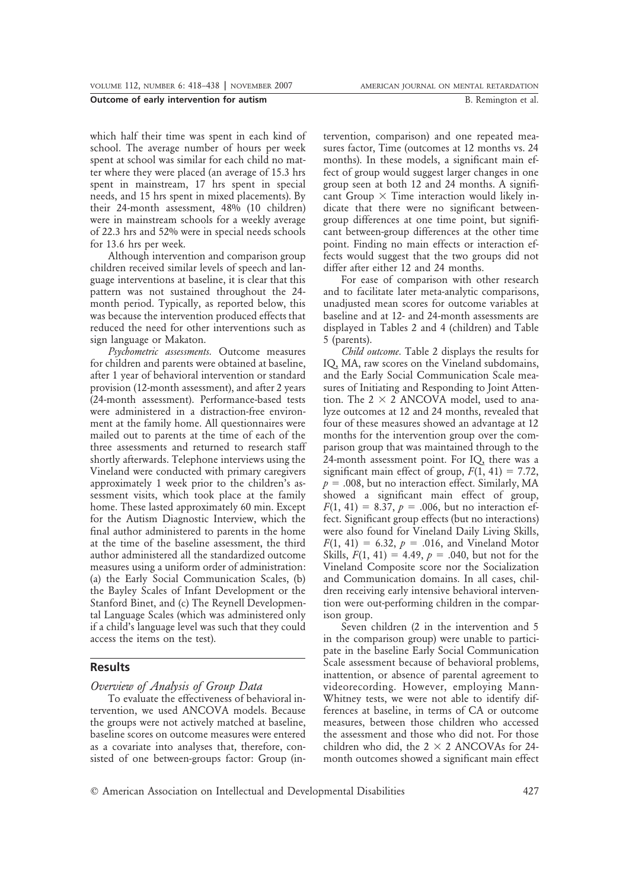which half their time was spent in each kind of school. The average number of hours per week spent at school was similar for each child no matter where they were placed (an average of 15.3 hrs spent in mainstream, 17 hrs spent in special needs, and 15 hrs spent in mixed placements). By their 24-month assessment, 48% (10 children) were in mainstream schools for a weekly average of 22.3 hrs and 52% were in special needs schools for 13.6 hrs per week.

Although intervention and comparison group children received similar levels of speech and language interventions at baseline, it is clear that this pattern was not sustained throughout the 24-month period. Typically, as reported below, this was because the intervention produced effects that reduced the need for other interventions such as sign language or Makaton.

*Psychometric assessments.* Outcome measures for children and parents were obtained at baseline, after 1 year of behavioral intervention or standard provision (12-month assessment), and after 2 years (24-month assessment). Performance-based tests were administered in a distraction-free environment at the family home. All questionnaires were mailed out to parents at the time of each of the three assessments and returned to research staff shortly afterwards. Telephone interviews using the Vineland were conducted with primary caregivers approximately 1 week prior to the children's assessment visits, which took place at the family home. These lasted approximately 60 min. Except for the Autism Diagnostic Interview, which the final author administered to parents in the home at the time of the baseline assessment, the third author administered all the standardized outcome measures using a uniform order of administration: (a) the Early Social Communication Scales, (b) the Bayley Scales of Infant Development or the Stanford Binet, and (c) The Reynell Developmental Language Scales (which was administered only if a child's language level was such that they could access the items on the test).

## Results

### *Overview of Analysis of Group Data*

To evaluate the effectiveness of behavioral intervention, we used ANCOVA models. Because the groups were not actively matched at baseline, baseline scores on outcome measures were entered as a covariate into analyses that, therefore, consisted of one between-groups factor: Group (intervention, comparison) and one repeated measures factor, Time (outcomes at 12 months vs. 24 months). In these models, a significant main effect of group would suggest larger changes in one group seen at both 12 and 24 months. A significant Group × Time interaction would likely indicate that there were no significant between-group differences at one time point, but significant between-group differences at the other time point. Finding no main effects or interaction effects would suggest that the two groups did not differ after either 12 and 24 months.

For ease of comparison with other research and to facilitate later meta-analytic comparisons, unadjusted mean scores for outcome variables at baseline and at 12- and 24-month assessments are displayed in Tables 2 and 4 (children) and Table 5 (parents).

*Child outcome.* Table 2 displays the results for IQ, MA, raw scores on the Vineland subdomains, and the Early Social Communication Scale measures of Initiating and Responding to Joint Attention. The 2 × 2 ANCOVA model, used to analyze outcomes at 12 and 24 months, revealed that four of these measures showed an advantage at 12 months for the intervention group over the comparison group that was maintained through to the 24-month assessment point. For IQ, there was a significant main effect of group, $F(1, 41) = 7.72$, $p = .008$, but no interaction effect. Similarly, MA showed a significant main effect of group, $F(1, 41) = 8.37$, $p = .006$, but no interaction effect. Significant group effects (but no interactions) were also found for Vineland Daily Living Skills, $F(1, 41) = 6.32$, $p = .016$, and Vineland Motor Skills, $F(1, 41) = 4.49$, $p = .040$, but not for the Vineland Composite score nor the Socialization and Communication domains. In all cases, children receiving early intensive behavioral intervention were out-performing children in the comparison group.

Seven children (2 in the intervention and 5 in the comparison group) were unable to participate in the baseline Early Social Communication Scale assessment because of behavioral problems, inattention, or absence of parental agreement to videorecording. However, employing Mann-Whitney tests, we were not able to identify differences at baseline, in terms of CA or outcome measures, between those children who accessed the assessment and those who did not. For those children who did, the 2 × 2 ANCOVAs for 24-month outcomes showed a significant main effect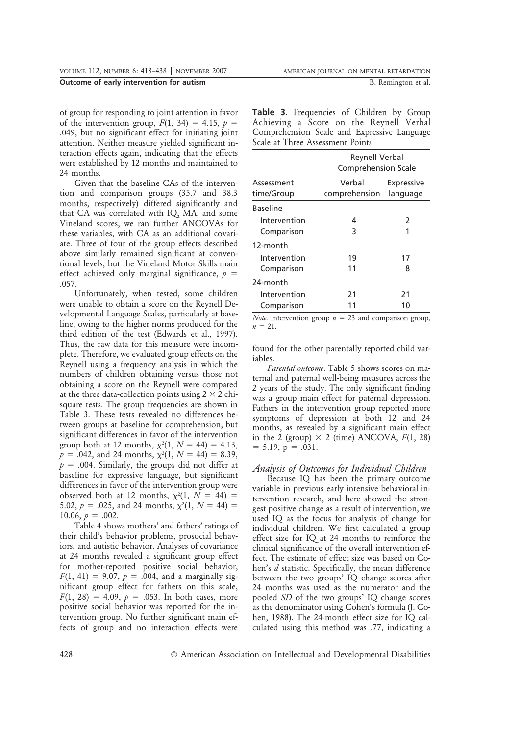of group for responding to joint attention in favor of the intervention group, $F(1, 34) = 4.15$, $p = .049$, but no significant effect for initiating joint attention. Neither measure yielded significant interaction effects again, indicating that the effects were established by 12 months and maintained to 24 months.

Given that the baseline CAs of the intervention and comparison groups (35.7 and 38.3 months, respectively) differed significantly and that CA was correlated with IQ, MA, and some Vineland scores, we ran further ANCOVAs for these variables, with CA as an additional covariate. Three of four of the group effects described above similarly remained significant at conventional levels, but the Vineland Motor Skills main effect achieved only marginal significance, $p = .057$.

Unfortunately, when tested, some children were unable to obtain a score on the Reynell Developmental Language Scales, particularly at baseline, owing to the higher norms produced for the third edition of the test (Edwards et al., 1997). Thus, the raw data for this measure were incomplete. Therefore, we evaluated group effects on the Reynell using a frequency analysis in which the numbers of children obtaining versus those not obtaining a score on the Reynell were compared at the three data-collection points using $2 \times 2$ chi-square tests. The group frequencies are shown in Table 3. These tests revealed no differences between groups at baseline for comprehension, but significant differences in favor of the intervention group both at 12 months, $\chi^2(1, N = 44) = 4.13$, $p = .042$, and 24 months, $\chi^2(1, N = 44) = 8.39$, $p = .004$. Similarly, the groups did not differ at baseline for expressive language, but significant differences in favor of the intervention group were observed both at 12 months, $\chi^2(1, N = 44) = 5.02$, $p = .025$, and 24 months, $\chi^2(1, N = 44) = 10.06$, $p = .002$.

Table 4 shows mothers' and fathers' ratings of their child's behavior problems, prosocial behaviors, and autistic behavior. Analyses of covariance at 24 months revealed a significant group effect for mother-reported positive social behavior, $F(1, 41) = 9.07$, $p = .004$, and a marginally significant group effect for fathers on this scale, $F(1, 28) = 4.09$, $p = .053$. In both cases, more positive social behavior was reported for the intervention group. No further significant main effects of group and no interaction effects were found for the other parentally reported child variables.

**Table 3.** Frequencies of Children by Group Achieving a Score on the Reynell Verbal Comprehension Scale and Expressive Language Scale at Three Assessment Points

| Assessment time/Group | Reynell Verbal Comprehension Scale | |
|---|---|---|
| | Verbal comprehension | Expressive language |
| Baseline | | |
| Intervention | 4 | 2 |
| Comparison | 3 | 1 |
| 12-month | | |
| Intervention | 19 | 17 |
| Comparison | 11 | 8 |
| 24-month | | |
| Intervention | 21 | 21 |
| Comparison | 11 | 10 |

*Note.* Intervention group $n = 23$ and comparison group, $n = 21$.

*Parental outcome.* Table 5 shows scores on maternal and paternal well-being measures across the 2 years of the study. The only significant finding was a group main effect for paternal depression. Fathers in the intervention group reported more symptoms of depression at both 12 and 24 months, as revealed by a significant main effect in the 2 (group) $\times$ 2 (time) ANCOVA, $F(1, 28) = 5.19$, $p = .031$.

### *Analysis of Outcomes for Individual Children*

Because IQ has been the primary outcome variable in previous early intensive behavioral intervention research, and here showed the strongest positive change as a result of intervention, we used IQ as the focus for analysis of change for individual children. We first calculated a group effect size for IQ at 24 months to reinforce the clinical significance of the overall intervention effect. The estimate of effect size was based on Cohen's *d* statistic. Specifically, the mean difference between the two groups' IQ change scores after 24 months was used as the numerator and the pooled *SD* of the two groups' IQ change scores as the denominator using Cohen's formula (J. Cohen, 1988). The 24-month effect size for IQ calculated using this method was .77, indicating a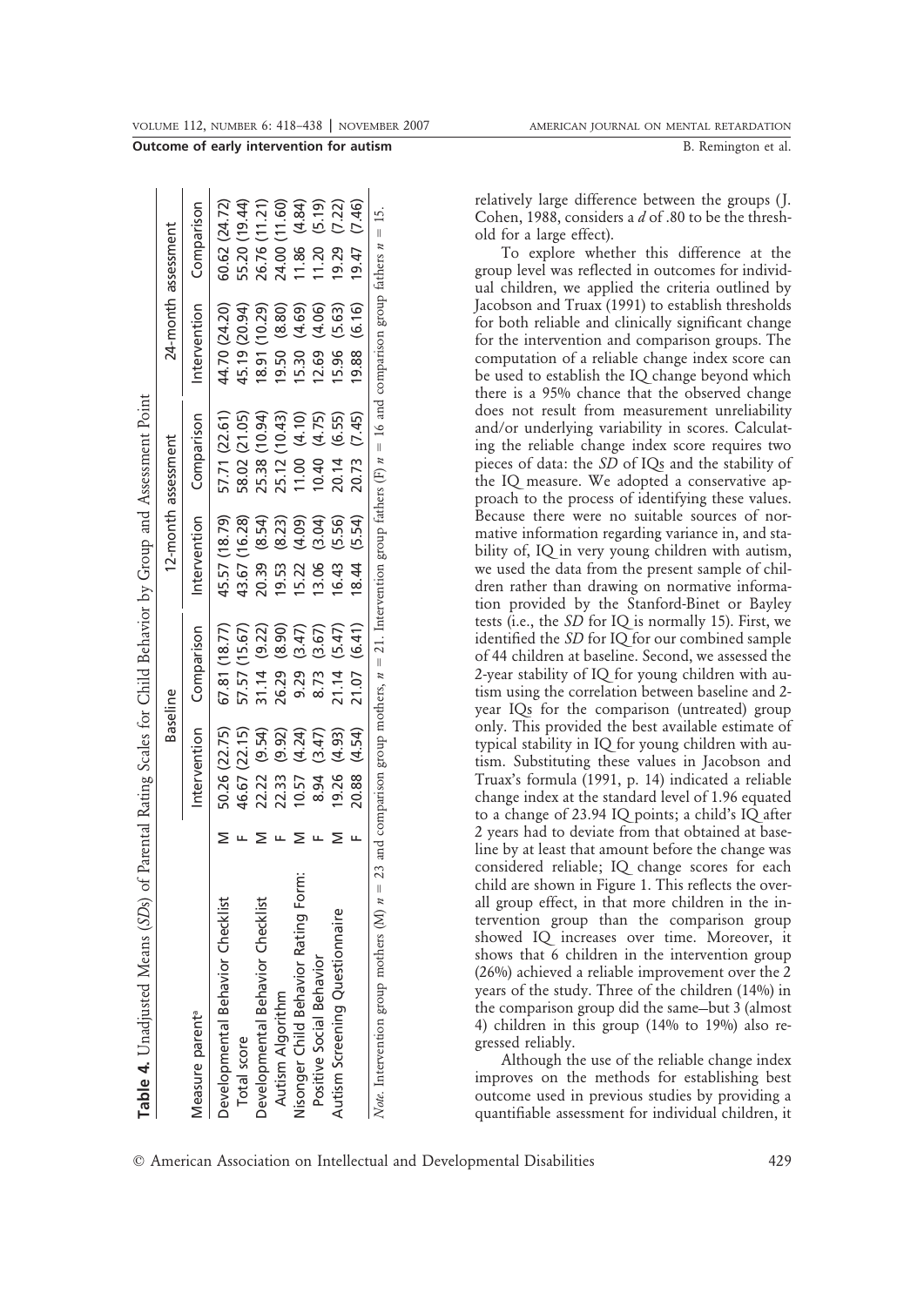**Table 4.** Unadjusted Means (*SD*s) of Parental Rating Scales for Child Behavior by Group and Assessment Point

| Measure parent[a] | | Baseline | | 12-month assessment | | 24-month assessment | |
|---|---|---|---|---|---|---|---|
| | | Intervention | Comparison | Intervention | Comparison | Intervention | Comparison |
| Developmental Behavior Checklist | M | 50.26 (22.75) | 67.81 (18.77) | 45.57 (18.79) | 57.71 (22.61) | 44.70 (24.20) | 60.62 (24.72) |
| Total score | F | 46.67 (22.15) | 57.57 (15.67) | 43.67 (16.28) | 58.02 (21.05) | 45.19 (20.94) | 55.20 (19.44) |
| Developmental Behavior Checklist | M | 22.22 (9.54) | 31.14 (9.22) | 20.39 (8.54) | 25.38 (10.94) | 18.91 (10.29) | 26.76 (11.21) |
| Autism Algorithm | F | 22.33 (9.92) | 26.29 (8.90) | 19.53 (8.23) | 25.12 (10.43) | 19.50 (8.80) | 24.00 (11.60) |
| Nisonger Child Behavior Rating Form: | M | 10.57 (4.24) | 9.29 (3.47) | 15.22 (4.09) | 11.00 (4.10) | 15.30 (4.69) | 11.86 (4.84) |
| Positive Social Behavior | F | 8.94 (3.47) | 8.73 (3.67) | 13.06 (3.04) | 10.40 (4.75) | 12.69 (4.06) | 11.20 (5.19) |
| Autism Screening Questionnaire | M | 19.26 (4.93) | 21.14 (5.47) | 16.43 (5.56) | 20.14 (6.55) | 15.96 (5.63) | 19.29 (7.22) |
| | F | 20.88 (4.54) | 21.07 (6.41) | 18.44 (5.54) | 20.73 (7.45) | 19.88 (6.16) | 19.47 (7.46) |

*Note.* Intervention group mothers (M) $n = 23$ and comparison group mothers, $n = 21$. Intervention group fathers (F) $n = 16$ and comparison group fathers $n = 15$.

relatively large difference between the groups (J. Cohen, 1988, considers a *d* of .80 to be the threshold for a large effect).

To explore whether this difference at the group level was reflected in outcomes for individual children, we applied the criteria outlined by Jacobson and Truax (1991) to establish thresholds for both reliable and clinically significant change for the intervention and comparison groups. The computation of a reliable change index score can be used to establish the IQ change beyond which there is a 95% chance that the observed change does not result from measurement unreliability and/or underlying variability in scores. Calculating the reliable change index score requires two pieces of data: the *SD* of IQs and the stability of the IQ measure. We adopted a conservative approach to the process of identifying these values. Because there were no suitable sources of normative information regarding variance in, and stability of, IQ in very young children with autism, we used the data from the present sample of children rather than drawing on normative information provided by the Stanford-Binet or Bayley tests (i.e., the *SD* for IQ is normally 15). First, we identified the *SD* for IQ for our combined sample of 44 children at baseline. Second, we assessed the 2-year stability of IQ for young children with autism using the correlation between baseline and 2-year IQs for the comparison (untreated) group only. This provided the best available estimate of typical stability in IQ for young children with autism. Substituting these values in Jacobson and Truax's formula (1991, p. 14) indicated a reliable change index at the standard level of 1.96 equated to a change of 23.94 IQ points; a child's IQ after 2 years had to deviate from that obtained at baseline by at least that amount before the change was considered reliable; IQ change scores for each child are shown in Figure 1. This reflects the overall group effect, in that more children in the intervention group than the comparison group showed IQ increases over time. Moreover, it shows that 6 children in the intervention group (26%) achieved a reliable improvement over the 2 years of the study. Three of the children (14%) in the comparison group did the same—but 3 (almost 4) children in this group (14% to 19%) also regressed reliably.

Although the use of the reliable change index improves on the methods for establishing best outcome used in previous studies by providing a quantifiable assessment for individual children, it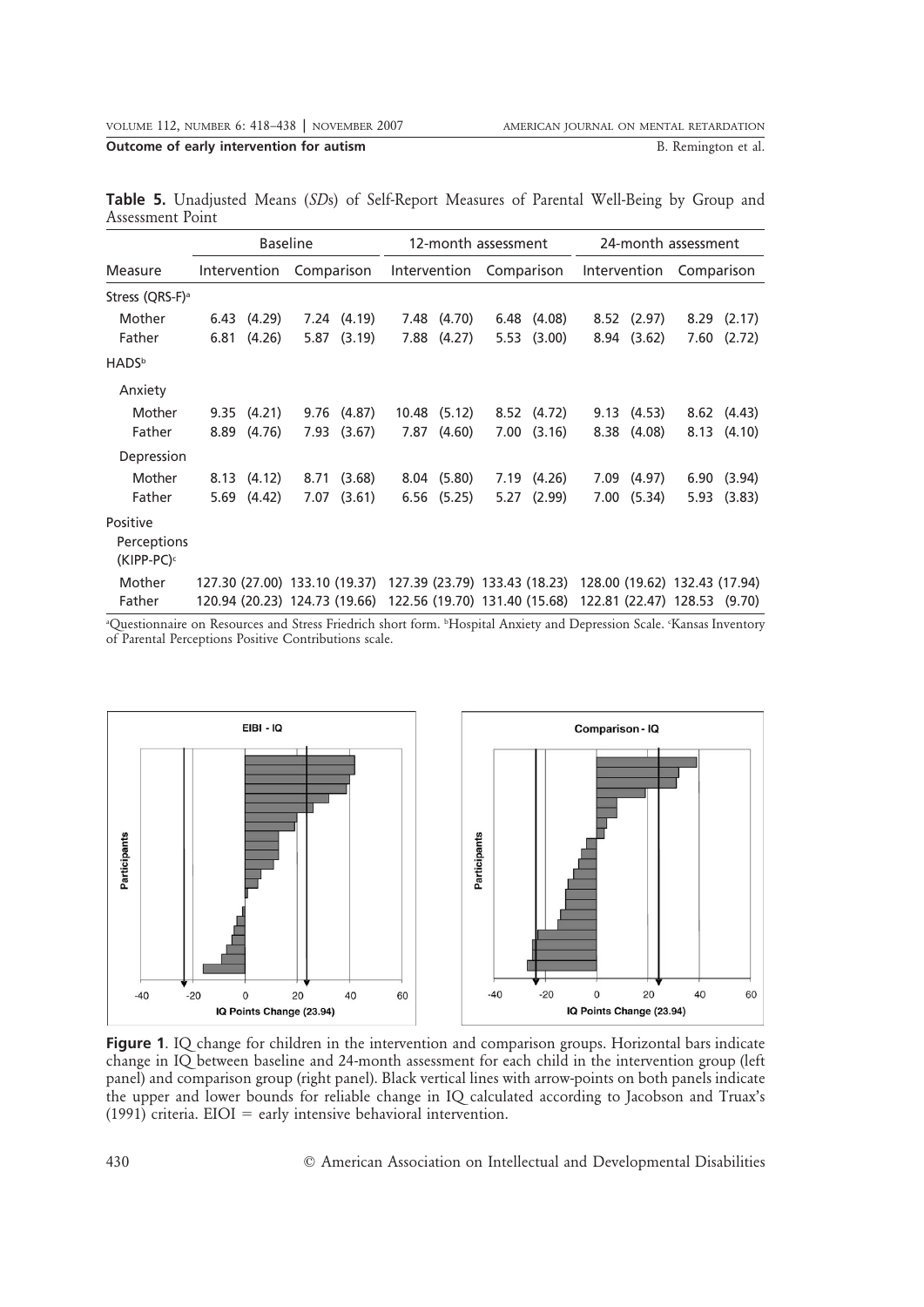**Table 5.** Unadjusted Means (*SD*s) of Self-Report Measures of Parental Well-Being by Group and Assessment Point

| Measure | Baseline | | 12-month assessment | | 24-month assessment | |
|---|---|---|---|---|---|---|
| | Intervention | Comparison | Intervention | Comparison | Intervention | Comparison |
| Stress (QRS-F)[a] | | | | | | |
| Mother | 6.43 (4.29) | 7.24 (4.19) | 7.48 (4.70) | 6.48 (4.08) | 8.52 (2.97) | 8.29 (2.17) |
| Father | 6.81 (4.26) | 5.87 (3.19) | 7.88 (4.27) | 5.53 (3.00) | 8.94 (3.62) | 7.60 (2.72) |
| HADS[b] | | | | | | |
| Anxiety | | | | | | |
| Mother | 9.35 (4.21) | 9.76 (4.87) | 10.48 (5.12) | 8.52 (4.72) | 9.13 (4.53) | 8.62 (4.43) |
| Father | 8.89 (4.76) | 7.93 (3.67) | 7.87 (4.60) | 7.00 (3.16) | 8.38 (4.08) | 8.13 (4.10) |
| Depression | | | | | | |
| Mother | 8.13 (4.12) | 8.71 (3.68) | 8.04 (5.80) | 7.19 (4.26) | 7.09 (4.97) | 6.90 (3.94) |
| Father | 5.69 (4.42) | 7.07 (3.61) | 6.56 (5.25) | 5.27 (2.99) | 7.00 (5.34) | 5.93 (3.83) |
| Positive Perceptions (KIPP-PC)[c] | | | | | | |
| Mother | 127.30 (27.00) | 133.10 (19.37) | 127.39 (23.79) | 133.43 (18.23) | 128.00 (19.62) | 132.43 (17.94) |
| Father | 120.94 (20.23) | 124.73 (19.66) | 122.56 (19.70) | 131.40 (15.68) | 122.81 (22.47) | 128.53 (9.70) |

[a]Questionnaire on Resources and Stress Friedrich short form. [b]Hospital Anxiety and Depression Scale. [c]Kansas Inventory of Parental Perceptions Positive Contributions scale.

**Figure 1**. IQ change for children in the intervention and comparison groups. Horizontal bars indicate change in IQ between baseline and 24-month assessment for each child in the intervention group (left panel) and comparison group (right panel). Black vertical lines with arrow-points on both panels indicate the upper and lower bounds for reliable change in IQ calculated according to Jacobson and Truax's (1991) criteria. EIOI = early intensive behavioral intervention.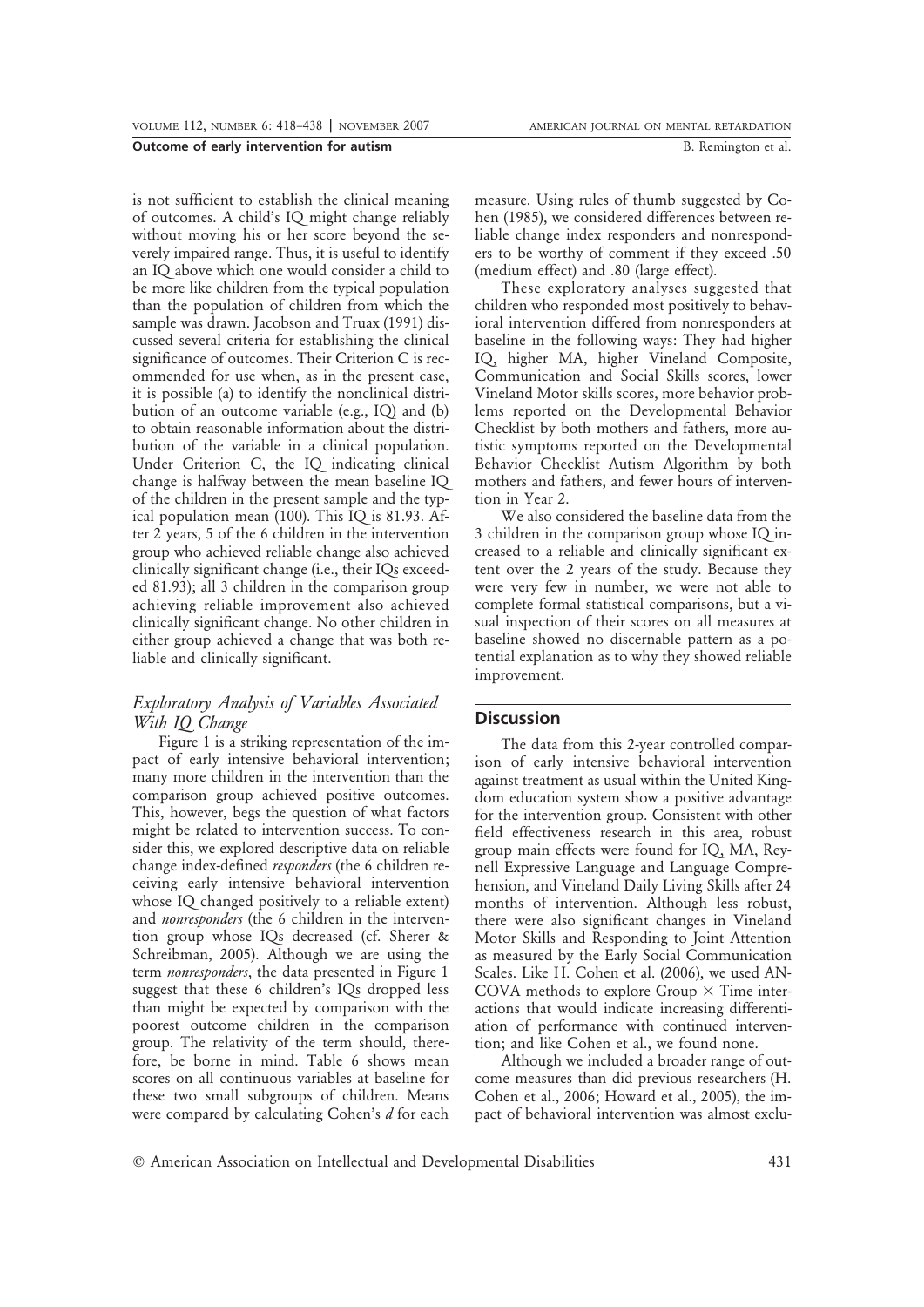is not sufficient to establish the clinical meaning of outcomes. A child's IQ might change reliably without moving his or her score beyond the severely impaired range. Thus, it is useful to identify an IQ above which one would consider a child to be more like children from the typical population than the population of children from which the sample was drawn. Jacobson and Truax (1991) discussed several criteria for establishing the clinical significance of outcomes. Their Criterion C is recommended for use when, as in the present case, it is possible (a) to identify the nonclinical distribution of an outcome variable (e.g., IQ) and (b) to obtain reasonable information about the distribution of the variable in a clinical population. Under Criterion C, the IQ indicating clinical change is halfway between the mean baseline IQ of the children in the present sample and the typical population mean (100). This IQ is 81.93. After 2 years, 5 of the 6 children in the intervention group who achieved reliable change also achieved clinically significant change (i.e., their IQs exceeded 81.93); all 3 children in the comparison group achieving reliable improvement also achieved clinically significant change. No other children in either group achieved a change that was both reliable and clinically significant.

### *Exploratory Analysis of Variables Associated With IQ Change*

Figure 1 is a striking representation of the impact of early intensive behavioral intervention; many more children in the intervention than the comparison group achieved positive outcomes. This, however, begs the question of what factors might be related to intervention success. To consider this, we explored descriptive data on reliable change index-defined *responders* (the 6 children receiving early intensive behavioral intervention whose IQ changed positively to a reliable extent) and *nonresponders* (the 6 children in the intervention group whose IQs decreased (cf. Sherer & Schreibman, 2005). Although we are using the term *nonresponders*, the data presented in Figure 1 suggest that these 6 children's IQs dropped less than might be expected by comparison with the poorest outcome children in the comparison group. The relativity of the term should, therefore, be borne in mind. Table 6 shows mean scores on all continuous variables at baseline for these two small subgroups of children. Means were compared by calculating Cohen's *d* for each measure. Using rules of thumb suggested by Cohen (1985), we considered differences between reliable change index responders and nonresponders to be worthy of comment if they exceed .50 (medium effect) and .80 (large effect).

These exploratory analyses suggested that children who responded most positively to behavioral intervention differed from nonresponders at baseline in the following ways: They had higher IQ, higher MA, higher Vineland Composite, Communication and Social Skills scores, lower Vineland Motor skills scores, more behavior problems reported on the Developmental Behavior Checklist by both mothers and fathers, more autistic symptoms reported on the Developmental Behavior Checklist Autism Algorithm by both mothers and fathers, and fewer hours of intervention in Year 2.

We also considered the baseline data from the 3 children in the comparison group whose IQ increased to a reliable and clinically significant extent over the 2 years of the study. Because they were very few in number, we were not able to complete formal statistical comparisons, but a visual inspection of their scores on all measures at baseline showed no discernable pattern as a potential explanation as to why they showed reliable improvement.

## Discussion

The data from this 2-year controlled comparison of early intensive behavioral intervention against treatment as usual within the United Kingdom education system show a positive advantage for the intervention group. Consistent with other field effectiveness research in this area, robust group main effects were found for IQ, MA, Reynell Expressive Language and Language Comprehension, and Vineland Daily Living Skills after 24 months of intervention. Although less robust, there were also significant changes in Vineland Motor Skills and Responding to Joint Attention as measured by the Early Social Communication Scales. Like H. Cohen et al. (2006), we used ANCOVA methods to explore Group × Time interactions that would indicate increasing differentiation of performance with continued intervention; and like Cohen et al., we found none.

Although we included a broader range of outcome measures than did previous researchers (H. Cohen et al., 2006; Howard et al., 2005), the impact of behavioral intervention was almost exclu-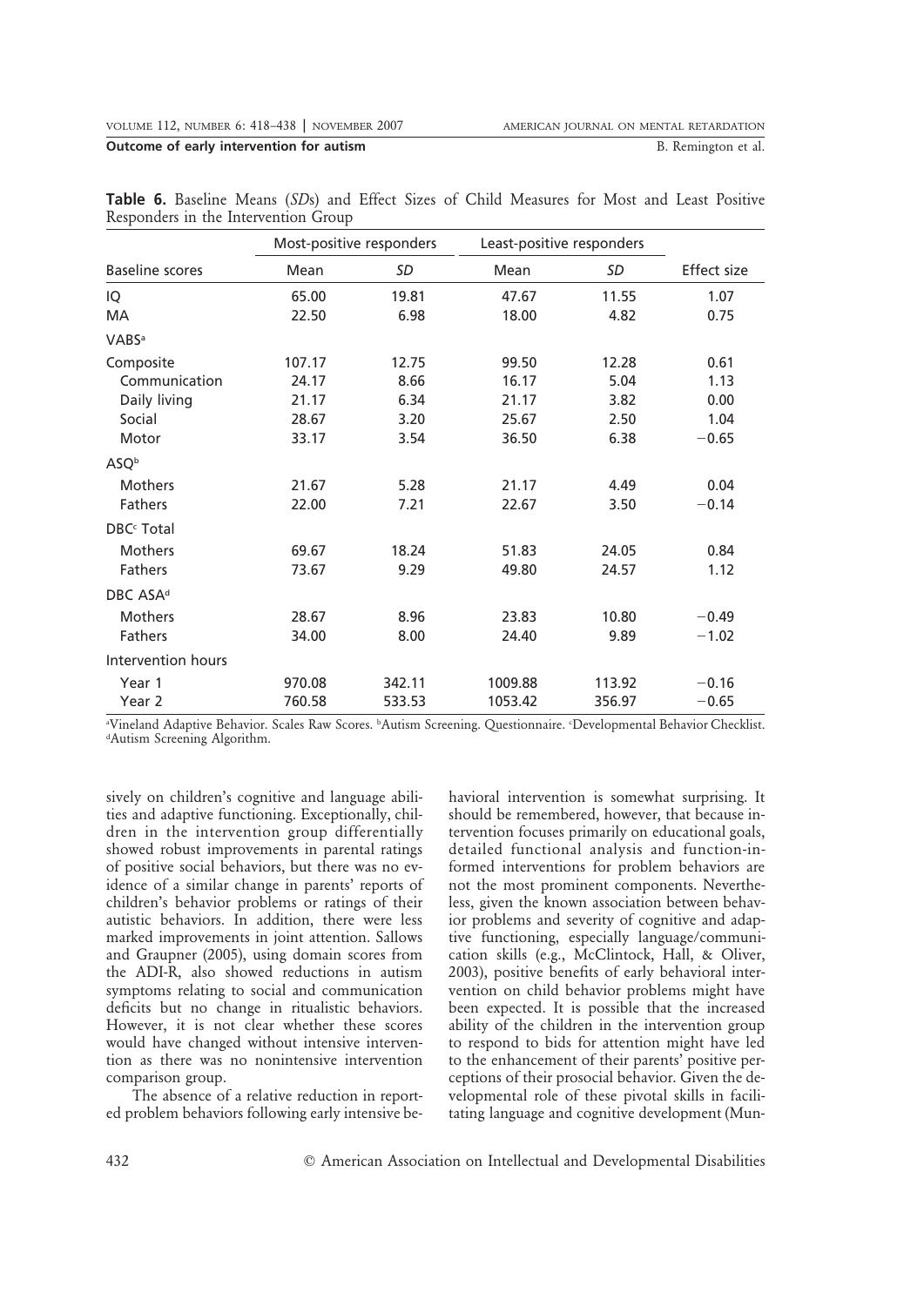**Table 6.** Baseline Means (*SD*s) and Effect Sizes of Child Measures for Most and Least Positive Responders in the Intervention Group

| Baseline scores | Most-positive responders | | Least-positive responders | | Effect size |
|---|---|---|---|---|---|
| | Mean | *SD* | Mean | *SD* | |
| IQ | 65.00 | 19.81 | 47.67 | 11.55 | 1.07 |
| MA | 22.50 | 6.98 | 18.00 | 4.82 | 0.75 |
| VABS[a] | | | | | |
| Composite | 107.17 | 12.75 | 99.50 | 12.28 | 0.61 |
| Communication | 24.17 | 8.66 | 16.17 | 5.04 | 1.13 |
| Daily living | 21.17 | 6.34 | 21.17 | 3.82 | 0.00 |
| Social | 28.67 | 3.20 | 25.67 | 2.50 | 1.04 |
| Motor | 33.17 | 3.54 | 36.50 | 6.38 | −0.65 |
| ASQ[b] | | | | | |
| Mothers | 21.67 | 5.28 | 21.17 | 4.49 | 0.04 |
| Fathers | 22.00 | 7.21 | 22.67 | 3.50 | −0.14 |
| DBC[c] Total | | | | | |
| Mothers | 69.67 | 18.24 | 51.83 | 24.05 | 0.84 |
| Fathers | 73.67 | 9.29 | 49.80 | 24.57 | 1.12 |
| DBC ASA[d] | | | | | |
| Mothers | 28.67 | 8.96 | 23.83 | 10.80 | −0.49 |
| Fathers | 34.00 | 8.00 | 24.40 | 9.89 | −1.02 |
| Intervention hours | | | | | |
| Year 1 | 970.08 | 342.11 | 1009.88 | 113.92 | −0.16 |
| Year 2 | 760.58 | 533.53 | 1053.42 | 356.97 | −0.65 |

[a]Vineland Adaptive Behavior. Scales Raw Scores. [b]Autism Screening. Questionnaire. [c]Developmental Behavior Checklist. [d]Autism Screening Algorithm.

sively on children's cognitive and language abilities and adaptive functioning. Exceptionally, children in the intervention group differentially showed robust improvements in parental ratings of positive social behaviors, but there was no evidence of a similar change in parents' reports of children's behavior problems or ratings of their autistic behaviors. In addition, there were less marked improvements in joint attention. Sallows and Graupner (2005), using domain scores from the ADI-R, also showed reductions in autism symptoms relating to social and communication deficits but no change in ritualistic behaviors. However, it is not clear whether these scores would have changed without intensive intervention as there was no nonintensive intervention comparison group.

The absence of a relative reduction in reported problem behaviors following early intensive behavioral intervention is somewhat surprising. It should be remembered, however, that because intervention focuses primarily on educational goals, detailed functional analysis and function-informed interventions for problem behaviors are not the most prominent components. Nevertheless, given the known association between behavior problems and severity of cognitive and adaptive functioning, especially language/communication skills (e.g., McClintock, Hall, & Oliver, 2003), positive benefits of early behavioral intervention on child behavior problems might have been expected. It is possible that the increased ability of the children in the intervention group to respond to bids for attention might have led to the enhancement of their parents' positive perceptions of their prosocial behavior. Given the developmental role of these pivotal skills in facilitating language and cognitive development (Mun-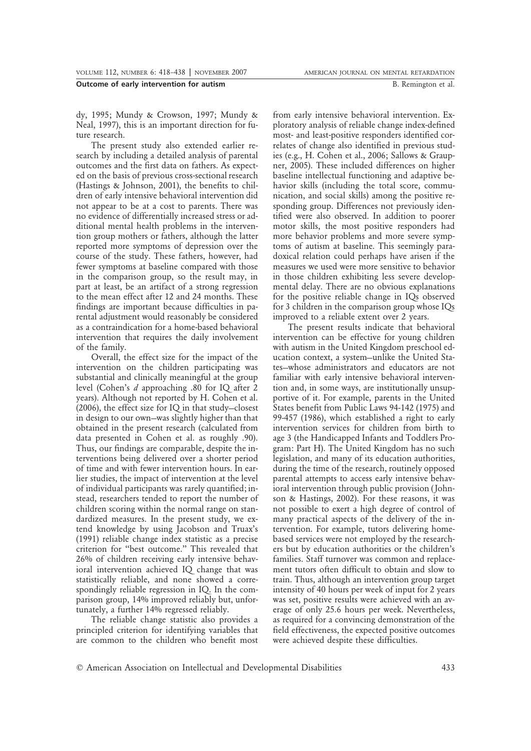dy, 1995; Mundy & Crowson, 1997; Mundy & Neal, 1997), this is an important direction for future research.

The present study also extended earlier research by including a detailed analysis of parental outcomes and the first data on fathers. As expected on the basis of previous cross-sectional research (Hastings & Johnson, 2001), the benefits to children of early intensive behavioral intervention did not appear to be at a cost to parents. There was no evidence of differentially increased stress or additional mental health problems in the intervention group mothers or fathers, although the latter reported more symptoms of depression over the course of the study. These fathers, however, had fewer symptoms at baseline compared with those in the comparison group, so the result may, in part at least, be an artifact of a strong regression to the mean effect after 12 and 24 months. These findings are important because difficulties in parental adjustment would reasonably be considered as a contraindication for a home-based behavioral intervention that requires the daily involvement of the family.

Overall, the effect size for the impact of the intervention on the children participating was substantial and clinically meaningful at the group level (Cohen's *d* approaching .80 for IQ after 2 years). Although not reported by H. Cohen et al. (2006), the effect size for IQ in that study—closest in design to our own—was slightly higher than that obtained in the present research (calculated from data presented in Cohen et al. as roughly .90). Thus, our findings are comparable, despite the interventions being delivered over a shorter period of time and with fewer intervention hours. In earlier studies, the impact of intervention at the level of individual participants was rarely quantified; instead, researchers tended to report the number of children scoring within the normal range on standardized measures. In the present study, we extend knowledge by using Jacobson and Truax's (1991) reliable change index statistic as a precise criterion for "best outcome." This revealed that 26% of children receiving early intensive behavioral intervention achieved IQ change that was statistically reliable, and none showed a correspondingly reliable regression in IQ. In the comparison group, 14% improved reliably but, unfortunately, a further 14% regressed reliably.

The reliable change statistic also provides a principled criterion for identifying variables that are common to the children who benefit most from early intensive behavioral intervention. Exploratory analysis of reliable change index-defined most- and least-positive responders identified correlates of change also identified in previous studies (e.g., H. Cohen et al., 2006; Sallows & Graupner, 2005). These included differences on higher baseline intellectual functioning and adaptive behavior skills (including the total score, communication, and social skills) among the positive responding group. Differences not previously identified were also observed. In addition to poorer motor skills, the most positive responders had more behavior problems and more severe symptoms of autism at baseline. This seemingly paradoxical relation could perhaps have arisen if the measures we used were more sensitive to behavior in those children exhibiting less severe developmental delay. There are no obvious explanations for the positive reliable change in IQs observed for 3 children in the comparison group whose IQs improved to a reliable extent over 2 years.

The present results indicate that behavioral intervention can be effective for young children with autism in the United Kingdom preschool education context, a system—unlike the United States—whose administrators and educators are not familiar with early intensive behavioral intervention and, in some ways, are institutionally unsupportive of it. For example, parents in the United States benefit from Public Laws 94-142 (1975) and 99-457 (1986), which established a right to early intervention services for children from birth to age 3 (the Handicapped Infants and Toddlers Program: Part H). The United Kingdom has no such legislation, and many of its education authorities, during the time of the research, routinely opposed parental attempts to access early intensive behavioral intervention through public provision (Johnson & Hastings, 2002). For these reasons, it was not possible to exert a high degree of control of many practical aspects of the delivery of the intervention. For example, tutors delivering home-based services were not employed by the researchers but by education authorities or the children's families. Staff turnover was common and replacement tutors often difficult to obtain and slow to train. Thus, although an intervention group target intensity of 40 hours per week of input for 2 years was set, positive results were achieved with an average of only 25.6 hours per week. Nevertheless, as required for a convincing demonstration of the field effectiveness, the expected positive outcomes were achieved despite these difficulties.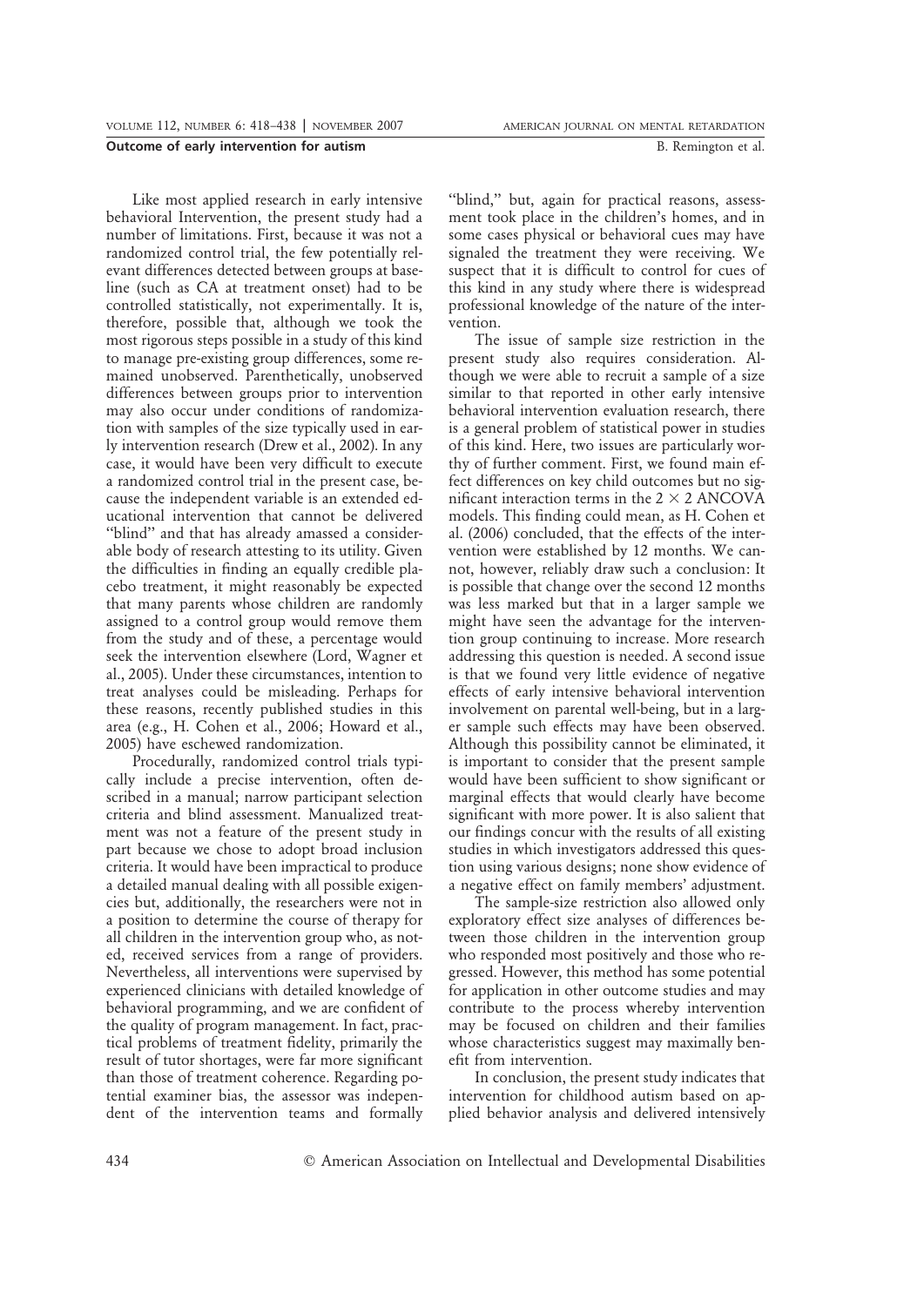Like most applied research in early intensive behavioral Intervention, the present study had a number of limitations. First, because it was not a randomized control trial, the few potentially relevant differences detected between groups at baseline (such as CA at treatment onset) had to be controlled statistically, not experimentally. It is, therefore, possible that, although we took the most rigorous steps possible in a study of this kind to manage pre-existing group differences, some remained unobserved. Parenthetically, unobserved differences between groups prior to intervention may also occur under conditions of randomization with samples of the size typically used in early intervention research (Drew et al., 2002). In any case, it would have been very difficult to execute a randomized control trial in the present case, because the independent variable is an extended educational intervention that cannot be delivered "blind" and that has already amassed a considerable body of research attesting to its utility. Given the difficulties in finding an equally credible placebo treatment, it might reasonably be expected that many parents whose children are randomly assigned to a control group would remove them from the study and of these, a percentage would seek the intervention elsewhere (Lord, Wagner et al., 2005). Under these circumstances, intention to treat analyses could be misleading. Perhaps for these reasons, recently published studies in this area (e.g., H. Cohen et al., 2006; Howard et al., 2005) have eschewed randomization.

Procedurally, randomized control trials typically include a precise intervention, often described in a manual; narrow participant selection criteria and blind assessment. Manualized treatment was not a feature of the present study in part because we chose to adopt broad inclusion criteria. It would have been impractical to produce a detailed manual dealing with all possible exigencies but, additionally, the researchers were not in a position to determine the course of therapy for all children in the intervention group who, as noted, received services from a range of providers. Nevertheless, all interventions were supervised by experienced clinicians with detailed knowledge of behavioral programming, and we are confident of the quality of program management. In fact, practical problems of treatment fidelity, primarily the result of tutor shortages, were far more significant than those of treatment coherence. Regarding potential examiner bias, the assessor was independent of the intervention teams and formally "blind," but, again for practical reasons, assessment took place in the children's homes, and in some cases physical or behavioral cues may have signaled the treatment they were receiving. We suspect that it is difficult to control for cues of this kind in any study where there is widespread professional knowledge of the nature of the intervention.

The issue of sample size restriction in the present study also requires consideration. Although we were able to recruit a sample of a size similar to that reported in other early intensive behavioral intervention evaluation research, there is a general problem of statistical power in studies of this kind. Here, two issues are particularly worthy of further comment. First, we found main effect differences on key child outcomes but no significant interaction terms in the $2 \times 2$ ANCOVA models. This finding could mean, as H. Cohen et al. (2006) concluded, that the effects of the intervention were established by 12 months. We cannot, however, reliably draw such a conclusion: It is possible that change over the second 12 months was less marked but that in a larger sample we might have seen the advantage for the intervention group continuing to increase. More research addressing this question is needed. A second issue is that we found very little evidence of negative effects of early intensive behavioral intervention involvement on parental well-being, but in a larger sample such effects may have been observed. Although this possibility cannot be eliminated, it is important to consider that the present sample would have been sufficient to show significant or marginal effects that would clearly have become significant with more power. It is also salient that our findings concur with the results of all existing studies in which investigators addressed this question using various designs; none show evidence of a negative effect on family members' adjustment.

The sample-size restriction also allowed only exploratory effect size analyses of differences between those children in the intervention group who responded most positively and those who regressed. However, this method has some potential for application in other outcome studies and may contribute to the process whereby intervention may be focused on children and their families whose characteristics suggest may maximally benefit from intervention.

In conclusion, the present study indicates that intervention for childhood autism based on applied behavior analysis and delivered intensively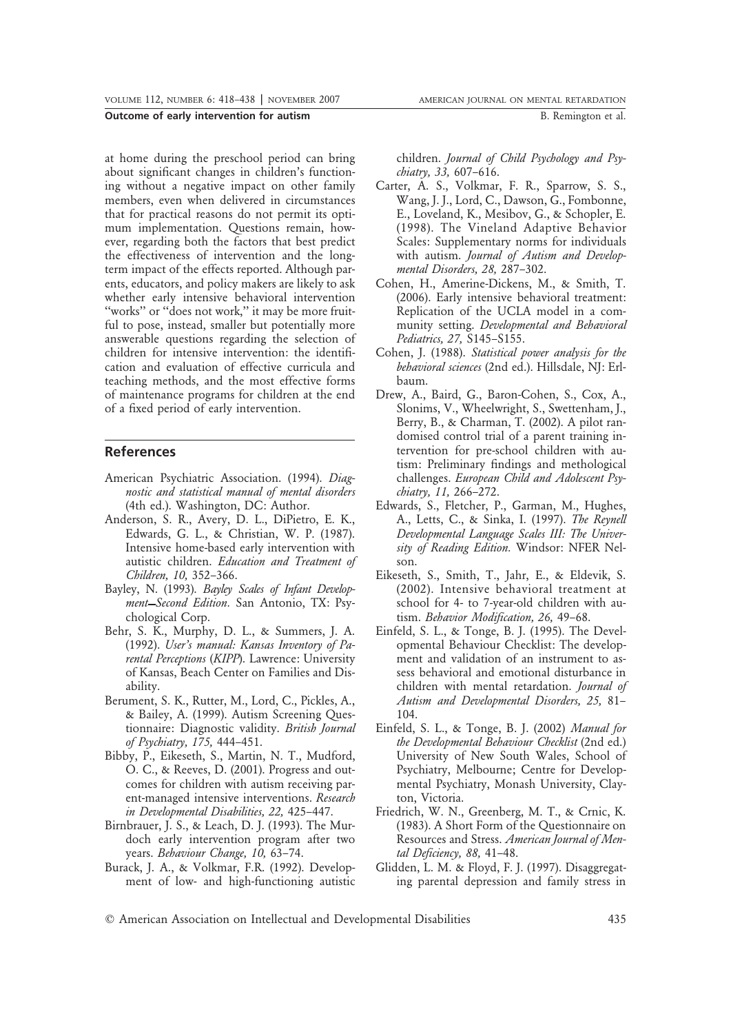at home during the preschool period can bring about significant changes in children's functioning without a negative impact on other family members, even when delivered in circumstances that for practical reasons do not permit its optimum implementation. Questions remain, however, regarding both the factors that best predict the effectiveness of intervention and the long-term impact of the effects reported. Although parents, educators, and policy makers are likely to ask whether early intensive behavioral intervention "works" or "does not work," it may be more fruitful to pose, instead, smaller but potentially more answerable questions regarding the selection of children for intensive intervention: the identification and evaluation of effective curricula and teaching methods, and the most effective forms of maintenance programs for children at the end of a fixed period of early intervention.

## References

American Psychiatric Association. (1994). *Diagnostic and statistical manual of mental disorders* (4th ed.). Washington, DC: Author.

Anderson, S. R., Avery, D. L., DiPietro, E. K., Edwards, G. L., & Christian, W. P. (1987). Intensive home-based early intervention with autistic children. *Education and Treatment of Children, 10,* 352–366.

Bayley, N. (1993). *Bayley Scales of Infant Development—Second Edition.* San Antonio, TX: Psychological Corp.

Behr, S. K., Murphy, D. L., & Summers, J. A. (1992). *User's manual: Kansas Inventory of Parental Perceptions (KIPP).* Lawrence: University of Kansas, Beach Center on Families and Disability.

Berument, S. K., Rutter, M., Lord, C., Pickles, A., & Bailey, A. (1999). Autism Screening Questionnaire: Diagnostic validity. *British Journal of Psychiatry, 175,* 444–451.

Bibby, P., Eikeseth, S., Martin, N. T., Mudford, O. C., & Reeves, D. (2001). Progress and outcomes for children with autism receiving parent-managed intensive interventions. *Research in Developmental Disabilities, 22,* 425–447.

Birnbrauer, J. S., & Leach, D. J. (1993). The Murdoch early intervention program after two years. *Behaviour Change, 10,* 63–74.

Burack, J. A., & Volkmar, F.R. (1992). Development of low- and high-functioning autistic children. *Journal of Child Psychology and Psychiatry, 33,* 607–616.

Carter, A. S., Volkmar, F. R., Sparrow, S. S., Wang, J. J., Lord, C., Dawson, G., Fombonne, E., Loveland, K., Mesibov, G., & Schopler, E. (1998). The Vineland Adaptive Behavior Scales: Supplementary norms for individuals with autism. *Journal of Autism and Developmental Disorders, 28,* 287–302.

Cohen, H., Amerine-Dickens, M., & Smith, T. (2006). Early intensive behavioral treatment: Replication of the UCLA model in a community setting. *Developmental and Behavioral Pediatrics, 27,* S145–S155.

Cohen, J. (1988). *Statistical power analysis for the behavioral sciences* (2nd ed.). Hillsdale, NJ: Erlbaum.

Drew, A., Baird, G., Baron-Cohen, S., Cox, A., Slonims, V., Wheelwright, S., Swettenham, J., Berry, B., & Charman, T. (2002). A pilot randomised control trial of a parent training intervention for pre-school children with autism: Preliminary findings and methological challenges. *European Child and Adolescent Psychiatry, 11,* 266–272.

Edwards, S., Fletcher, P., Garman, M., Hughes, A., Letts, C., & Sinka, I. (1997). *The Reynell Developmental Language Scales III: The University of Reading Edition.* Windsor: NFER Nelson.

Eikeseth, S., Smith, T., Jahr, E., & Eldevik, S. (2002). Intensive behavioral treatment at school for 4- to 7-year-old children with autism. *Behavior Modification, 26,* 49–68.

Einfeld, S. L., & Tonge, B. J. (1995). The Developmental Behaviour Checklist: The development and validation of an instrument to assess behavioral and emotional disturbance in children with mental retardation. *Journal of Autism and Developmental Disorders, 25,* 81–104.

Einfeld, S. L., & Tonge, B. J. (2002) *Manual for the Developmental Behaviour Checklist* (2nd ed.) University of New South Wales, School of Psychiatry, Melbourne; Centre for Developmental Psychiatry, Monash University, Clayton, Victoria.

Friedrich, W. N., Greenberg, M. T., & Crnic, K. (1983). A Short Form of the Questionnaire on Resources and Stress. *American Journal of Mental Deficiency, 88,* 41–48.

Glidden, L. M. & Floyd, F. J. (1997). Disaggregating parental depression and family stress in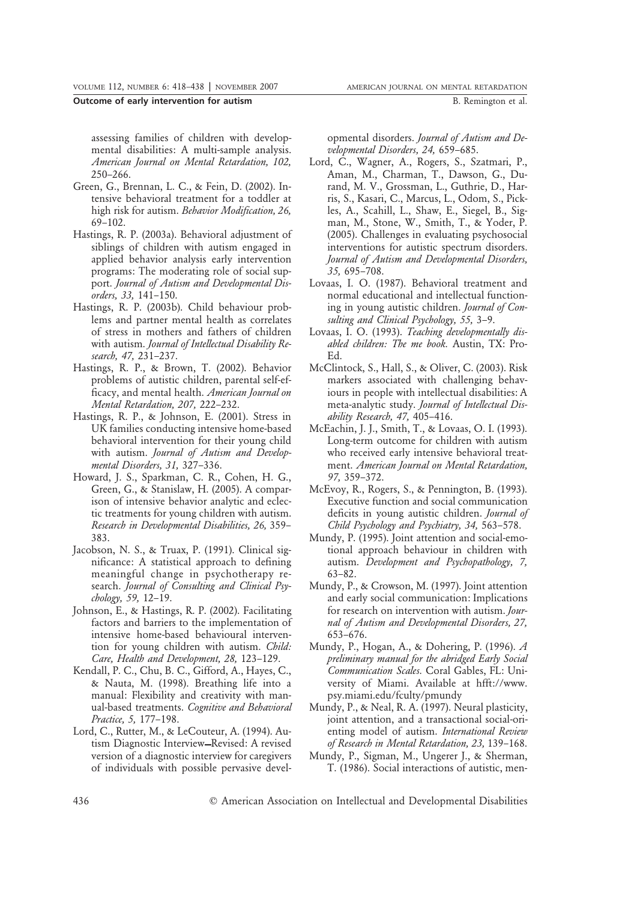assessing families of children with developmental disabilities: A multi-sample analysis. *American Journal on Mental Retardation, 102,* 250–266.

Green, G., Brennan, L. C., & Fein, D. (2002). Intensive behavioral treatment for a toddler at high risk for autism. *Behavior Modification, 26,* 69–102.

Hastings, R. P. (2003a). Behavioral adjustment of siblings of children with autism engaged in applied behavior analysis early intervention programs: The moderating role of social support. *Journal of Autism and Developmental Disorders, 33,* 141–150.

Hastings, R. P. (2003b). Child behaviour problems and partner mental health as correlates of stress in mothers and fathers of children with autism. *Journal of Intellectual Disability Research, 47,* 231–237.

Hastings, R. P., & Brown, T. (2002). Behavior problems of autistic children, parental self-efficacy, and mental health. *American Journal on Mental Retardation, 207,* 222–232.

Hastings, R. P., & Johnson, E. (2001). Stress in UK families conducting intensive home-based behavioral intervention for their young child with autism. *Journal of Autism and Developmental Disorders, 31,* 327–336.

Howard, J. S., Sparkman, C. R., Cohen, H. G., Green, G., & Stanislaw, H. (2005). A comparison of intensive behavior analytic and eclectic treatments for young children with autism. *Research in Developmental Disabilities, 26,* 359–383.

Jacobson, N. S., & Truax, P. (1991). Clinical significance: A statistical approach to defining meaningful change in psychotherapy research. *Journal of Consulting and Clinical Psychology, 59,* 12–19.

Johnson, E., & Hastings, R. P. (2002). Facilitating factors and barriers to the implementation of intensive home-based behavioural intervention for young children with autism. *Child: Care, Health and Development, 28,* 123–129.

Kendall, P. C., Chu, B. C., Gifford, A., Hayes, C., & Nauta, M. (1998). Breathing life into a manual: Flexibility and creativity with manual-based treatments. *Cognitive and Behavioral Practice, 5,* 177–198.

Lord, C., Rutter, M., & LeCouteur, A. (1994). Autism Diagnostic Interview—Revised: A revised version of a diagnostic interview for caregivers of individuals with possible pervasive developmental disorders. *Journal of Autism and Developmental Disorders, 24,* 659–685.

Lord, C., Wagner, A., Rogers, S., Szatmari, P., Aman, M., Charman, T., Dawson, G., Durand, M. V., Grossman, L., Guthrie, D., Harris, S., Kasari, C., Marcus, L., Odom, S., Pickles, A., Scahill, L., Shaw, E., Siegel, B., Sigman, M., Stone, W., Smith, T., & Yoder, P. (2005). Challenges in evaluating psychosocial interventions for autistic spectrum disorders. *Journal of Autism and Developmental Disorders, 35,* 695–708.

Lovaas, I. O. (1987). Behavioral treatment and normal educational and intellectual functioning in young autistic children. *Journal of Consulting and Clinical Psychology, 55,* 3–9.

Lovaas, I. O. (1993). *Teaching developmentally disabled children: The me book.* Austin, TX: Pro-Ed.

McClintock, S., Hall, S., & Oliver, C. (2003). Risk markers associated with challenging behaviours in people with intellectual disabilities: A meta-analytic study. *Journal of Intellectual Disability Research, 47,* 405–416.

McEachin, J. J., Smith, T., & Lovaas, O. I. (1993). Long-term outcome for children with autism who received early intensive behavioral treatment. *American Journal on Mental Retardation, 97,* 359–372.

McEvoy, R., Rogers, S., & Pennington, B. (1993). Executive function and social communication deficits in young autistic children. *Journal of Child Psychology and Psychiatry, 34,* 563–578.

Mundy, P. (1995). Joint attention and social-emotional approach behaviour in children with autism. *Development and Psychopathology, 7,* 63–82.

Mundy, P., & Crowson, M. (1997). Joint attention and early social communication: Implications for research on intervention with autism. *Journal of Autism and Developmental Disorders, 27,* 653–676.

Mundy, P., Hogan, A., & Dohering, P. (1996). *A preliminary manual for the abridged Early Social Communication Scales.* Coral Gables, FL: University of Miami. Available at hfft://www.psy.miami.edu/fculty/pmundy

Mundy, P., & Neal, R. A. (1997). Neural plasticity, joint attention, and a transactional social-orienting model of autism. *International Review of Research in Mental Retardation, 23,* 139–168.

Mundy, P., Sigman, M., Ungerer J., & Sherman, T. (1986). Social interactions of autistic, men-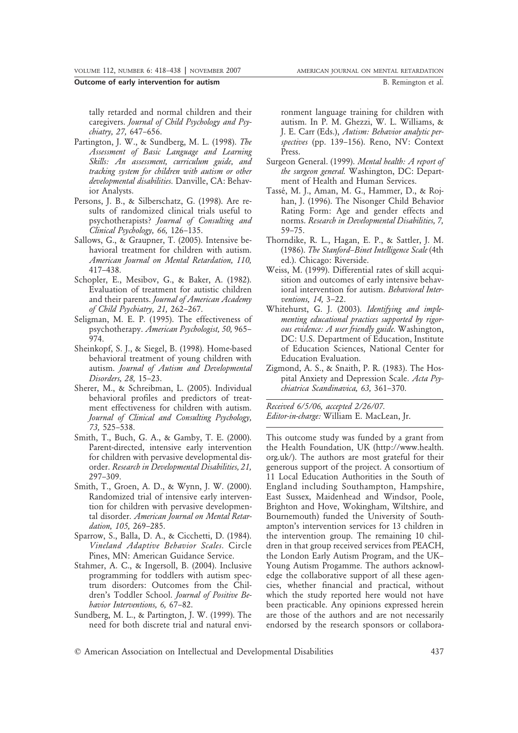tally retarded and normal children and their caregivers. *Journal of Child Psychology and Psychiatry, 27,* 647–656.

Partington, J. W., & Sundberg, M. L. (1998). *The Assessment of Basic Language and Learning Skills: An assessment, curriculum guide, and tracking system for children with autism or other developmental disabilities.* Danville, CA: Behavior Analysts.

Persons, J. B., & Silberschatz, G. (1998). Are results of randomized clinical trials useful to psychotherapists? *Journal of Consulting and Clinical Psychology, 66,* 126–135.

Sallows, G., & Graupner, T. (2005). Intensive behavioral treatment for children with autism. *American Journal on Mental Retardation, 110,* 417–438.

Schopler, E., Mesibov, G., & Baker, A. (1982). Evaluation of treatment for autistic children and their parents. *Journal of American Academy of Child Psychiatry, 21,* 262–267.

Seligman, M. E. P. (1995). The effectiveness of psychotherapy. *American Psychologist, 50,* 965–974.

Sheinkopf, S. J., & Siegel, B. (1998). Home-based behavioral treatment of young children with autism. *Journal of Autism and Developmental Disorders, 28,* 15–23.

Sherer, M., & Schreibman, L. (2005). Individual behavioral profiles and predictors of treatment effectiveness for children with autism. *Journal of Clinical and Consulting Psychology, 73,* 525–538.

Smith, T., Buch, G. A., & Gamby, T. E. (2000). Parent-directed, intensive early intervention for children with pervasive developmental disorder. *Research in Developmental Disabilities, 21,* 297–309.

Smith, T., Groen, A. D., & Wynn, J. W. (2000). Randomized trial of intensive early intervention for children with pervasive developmental disorder. *American Journal on Mental Retardation, 105,* 269–285.

Sparrow, S., Balla, D. A., & Cicchetti, D. (1984). *Vineland Adaptive Behavior Scales.* Circle Pines, MN: American Guidance Service.

Stahmer, A. C., & Ingersoll, B. (2004). Inclusive programming for toddlers with autism spectrum disorders: Outcomes from the Children's Toddler School. *Journal of Positive Behavior Interventions, 6,* 67–82.

Sundberg, M. L., & Partington, J. W. (1999). The need for both discrete trial and natural environment language training for children with autism. In P. M. Ghezzi, W. L. Williams, & J. E. Carr (Eds.), *Autism: Behavior analytic perspectives* (pp. 139–156). Reno, NV: Context Press.

Surgeon General. (1999). *Mental health: A report of the surgeon general.* Washington, DC: Department of Health and Human Services.

Tassé, M. J., Aman, M. G., Hammer, D., & Rojhan, J. (1996). The Nisonger Child Behavior Rating Form: Age and gender effects and norms. *Research in Developmental Disabilities, 7,* 59–75.

Thorndike, R. L., Hagan, E. P., & Sattler, J. M. (1986). *The Stanford–Binet Intelligence Scale* (4th ed.). Chicago: Riverside.

Weiss, M. (1999). Differential rates of skill acquisition and outcomes of early intensive behavioral intervention for autism. *Behavioral Interventions, 14,* 3–22.

Whitehurst, G. J. (2003). *Identifying and implementing educational practices supported by rigorous evidence: A user friendly guide.* Washington, DC: U.S. Department of Education, Institute of Education Sciences, National Center for Education Evaluation.

Zigmond, A. S., & Snaith, P. R. (1983). The Hospital Anxiety and Depression Scale. *Acta Psychiatrica Scandinavica, 63,* 361–370.

*Received 6/5/06, accepted 2/26/07.*
*Editor-in-charge:* William E. MacLean, Jr.

This outcome study was funded by a grant from the Health Foundation, UK (http://www.health.org.uk/). The authors are most grateful for their generous support of the project. A consortium of 11 Local Education Authorities in the South of England including Southampton, Hampshire, East Sussex, Maidenhead and Windsor, Poole, Brighton and Hove, Wokingham, Wiltshire, and Bournemouth) funded the University of Southampton's intervention services for 13 children in the intervention group. The remaining 10 children in that group received services from PEACH, the London Early Autism Program, and the UK–Young Autism Progamme. The authors acknowledge the collaborative support of all these agencies, whether financial and practical, without which the study reported here would not have been practicable. Any opinions expressed herein are those of the authors and are not necessarily endorsed by the research sponsors or collabora-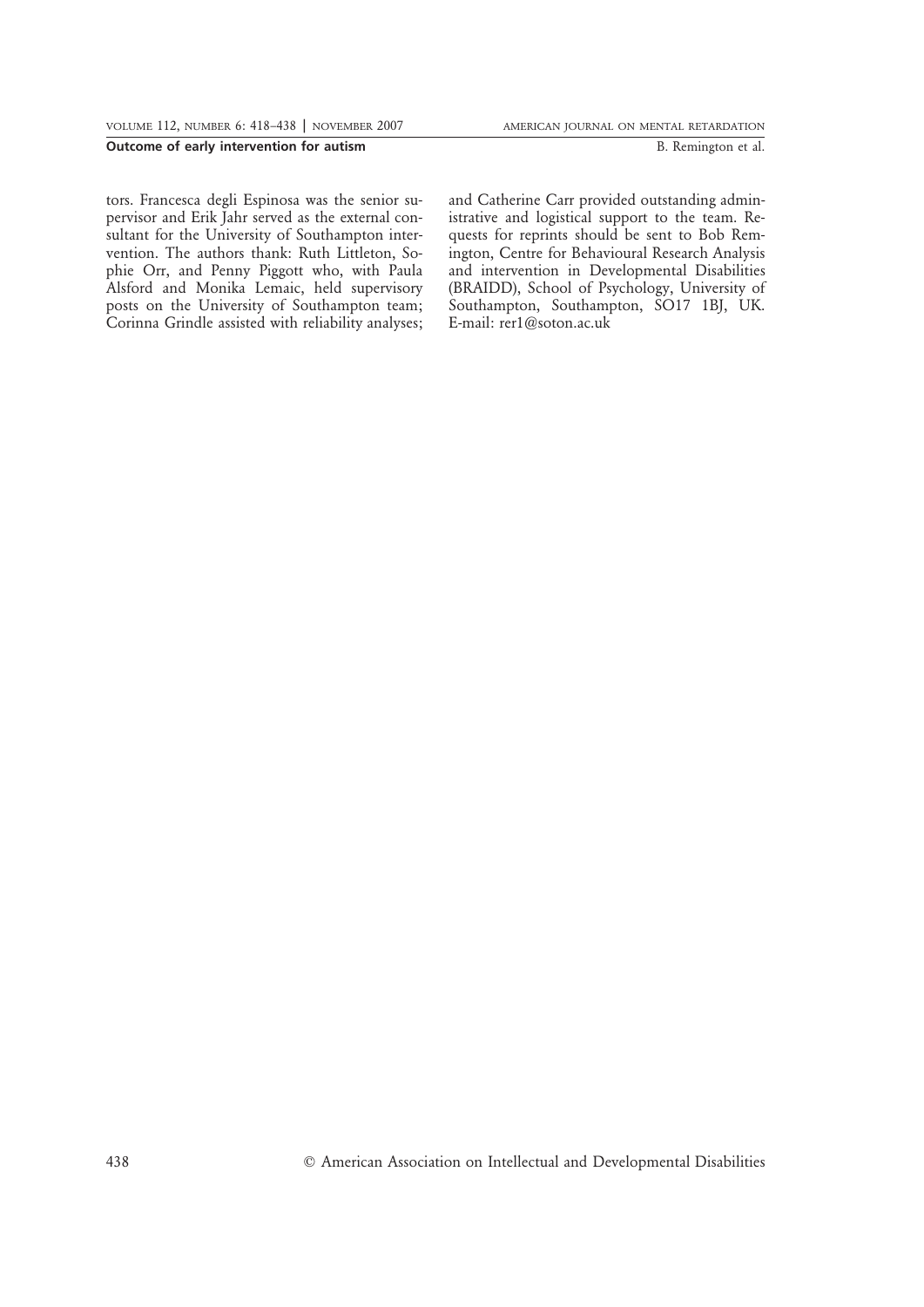tors. Francesca degli Espinosa was the senior supervisor and Erik Jahr served as the external consultant for the University of Southampton intervention. The authors thank: Ruth Littleton, Sophie Orr, and Penny Piggott who, with Paula Alsford and Monika Lemaic, held supervisory posts on the University of Southampton team; Corinna Grindle assisted with reliability analyses; and Catherine Carr provided outstanding administrative and logistical support to the team. Requests for reprints should be sent to Bob Remington, Centre for Behavioural Research Analysis and intervention in Developmental Disabilities (BRAIDD), School of Psychology, University of Southampton, Southampton, SO17 1BJ, UK. E-mail: rer1@soton.ac.uk